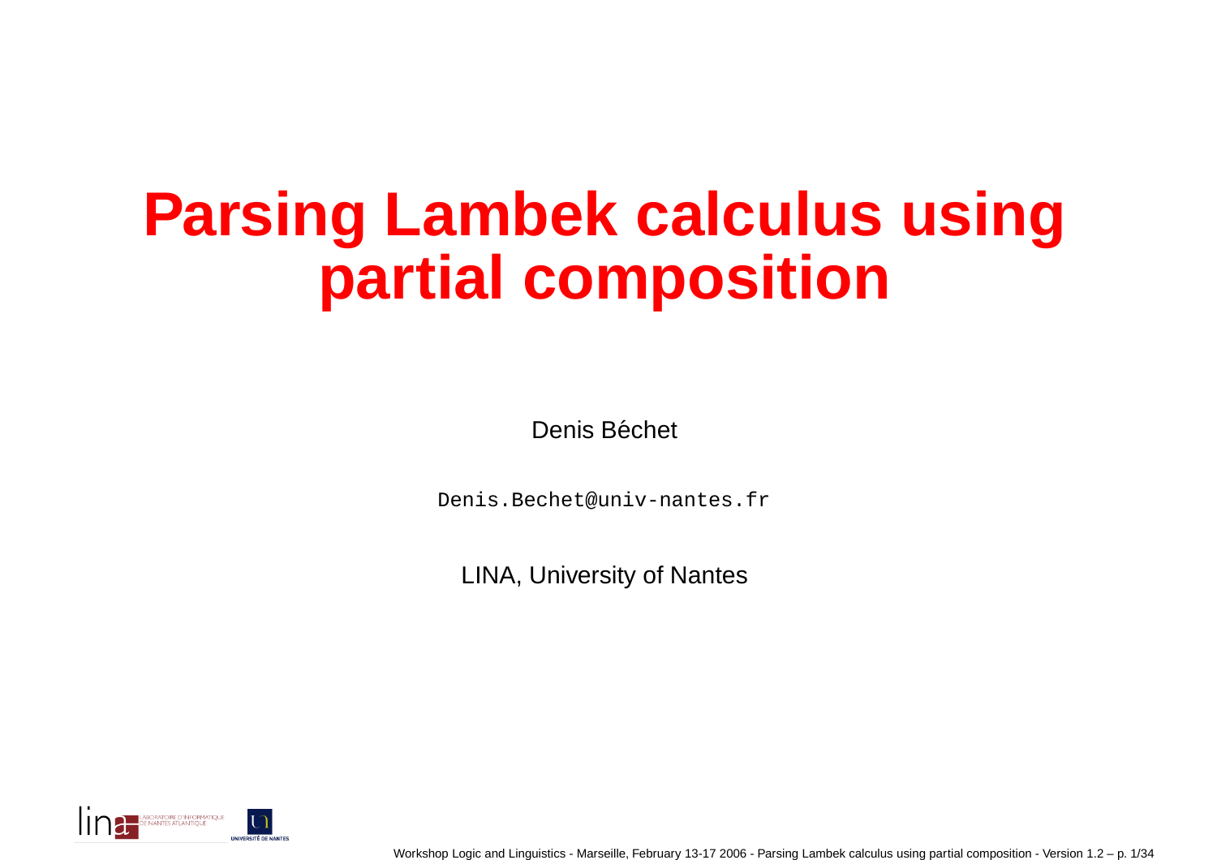# Parsing Lambek calculus using partial composition

Denis Béchet

Denis.Bechet@univ-nantes.fr

LINA, University of Nantes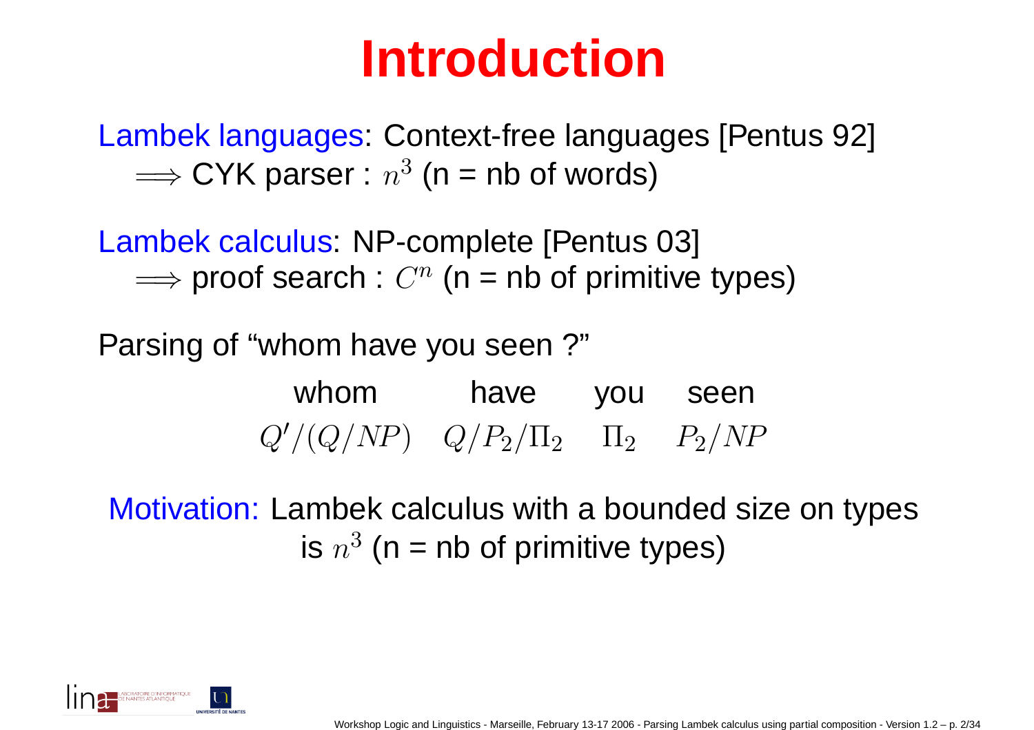# Introduction

Lambek languages: Context-free languages [Pentus 92]
$\Longrightarrow$ CYK parser : $n^3$ (n = nb of words)

Lambek calculus: NP-complete [Pentus 03]
$\Longrightarrow$ proof search : $C^n$ (n = nb of primitive types)

Parsing of “whom have you seen ?”

| whom | have | you | seen |
|---|---|---|---|
| $Q'/(Q/NP)$ | $Q/P_2/\Pi_2$ | $\Pi_2$ | $P_2/NP$ |

Motivation: Lambek calculus with a bounded size on types is $n^3$ (n = nb of primitive types)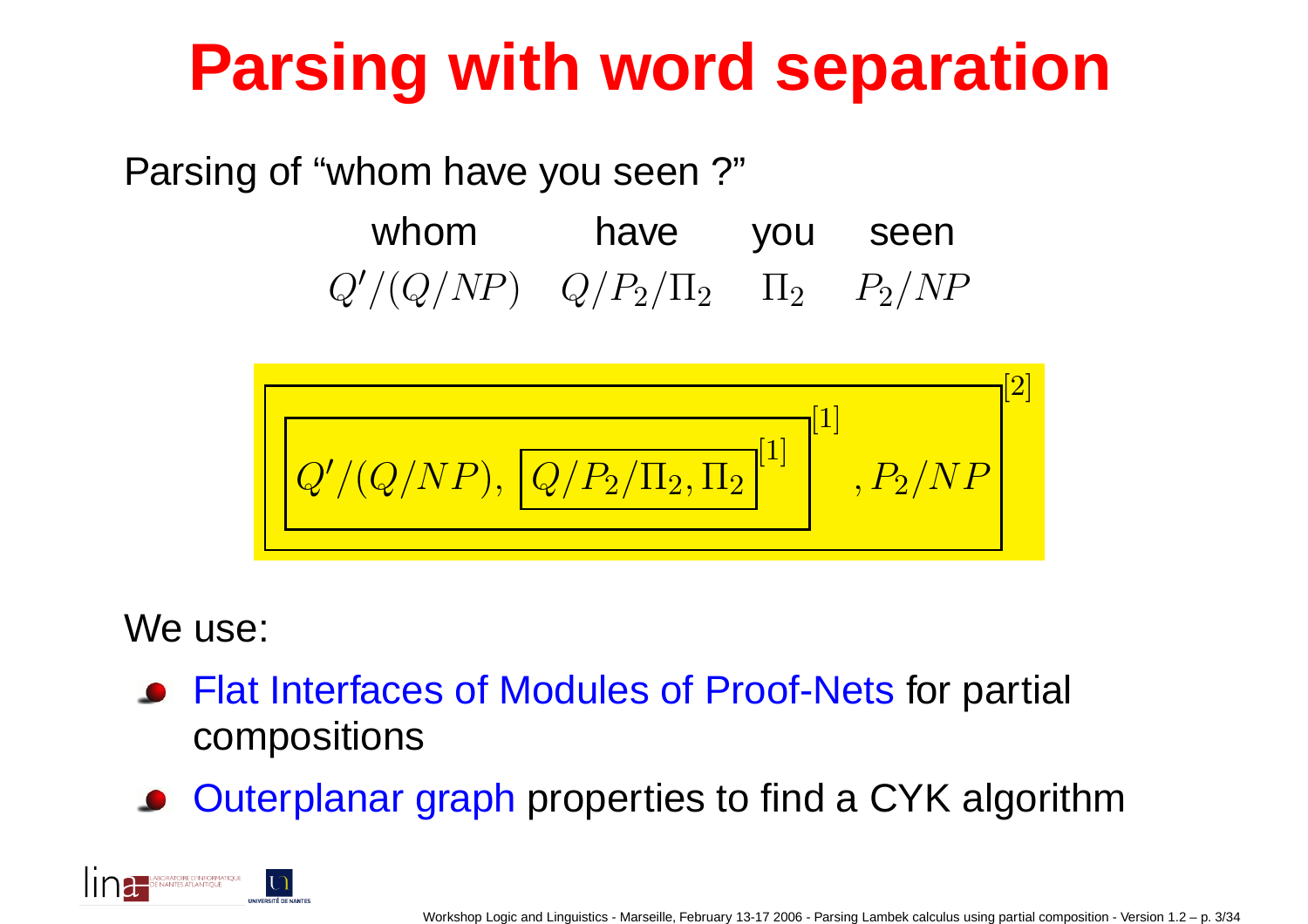# Parsing with word separation

Parsing of “whom have you seen ?”

| whom | have | you | seen |
|---|---|---|---|
| $Q'/(Q/NP)$ | $Q/P_2/\Pi_2$ | $\Pi_2$ | $P_2/NP$ |

$$\boxed{\boxed{Q'/(Q/NP),\ \boxed{Q/P_2/\Pi_2, \Pi_2}^{[1]}}^{[1]}\ , P_2/NP}^{[2]}$$

We use:

- Flat Interfaces of Modules of Proof-Nets for partial compositions
- Outerplanar graph properties to find a CYK algorithm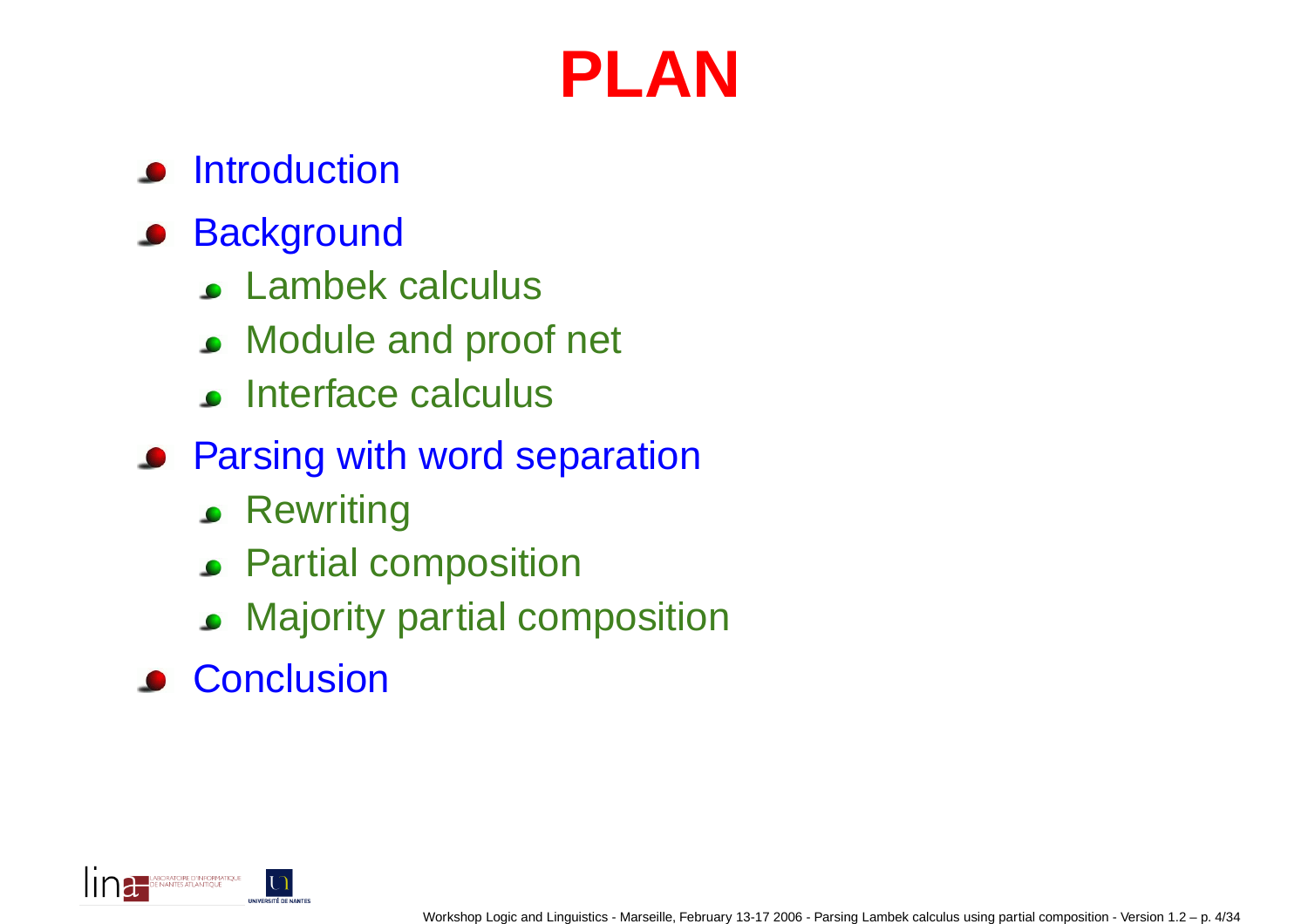# PLAN

- Introduction
- Background
  - Lambek calculus
  - Module and proof net
  - Interface calculus
- Parsing with word separation
  - Rewriting
  - Partial composition
  - Majority partial composition
- Conclusion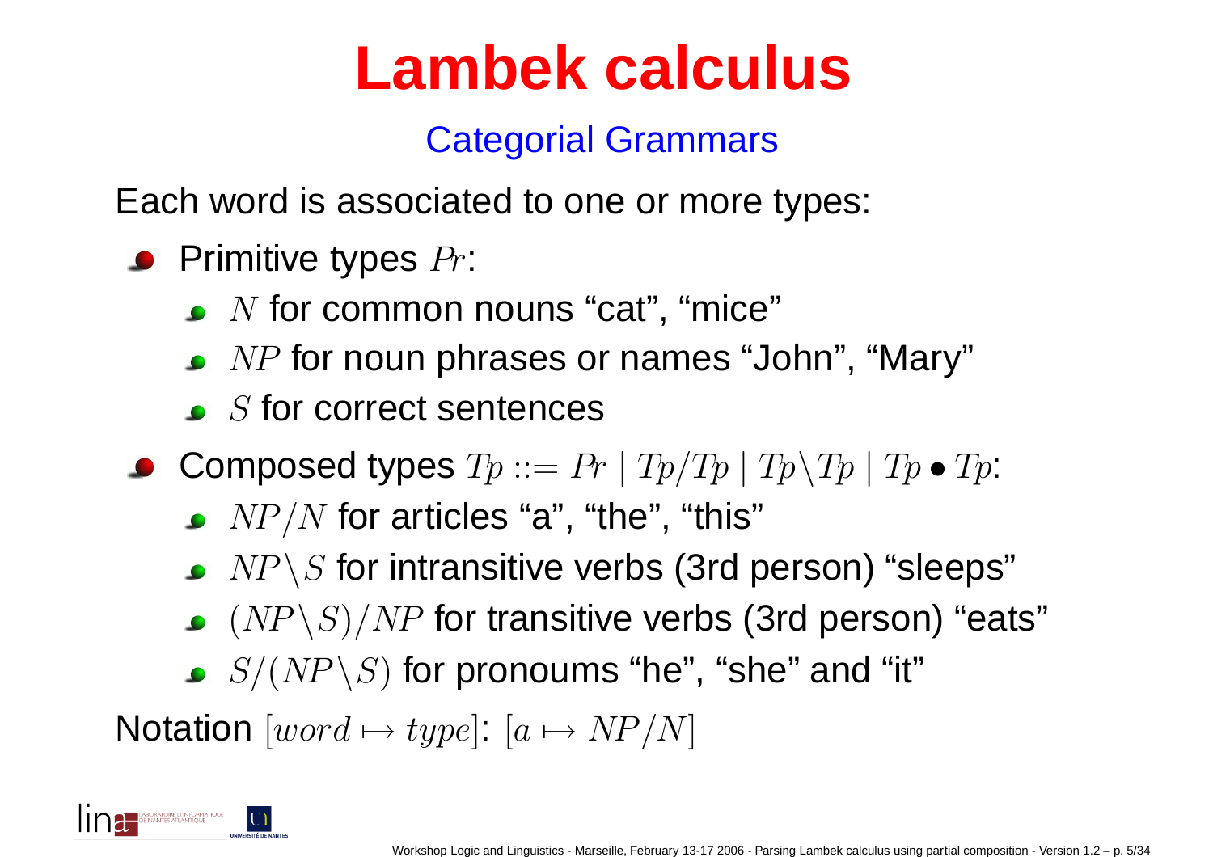# Lambek calculus

## Categorial Grammars

Each word is associated to one or more types:

- Primitive types $Pr$:
  - $N$ for common nouns "cat", "mice"
  - $NP$ for noun phrases or names "John", "Mary"
  - $S$ for correct sentences
- Composed types $Tp ::= Pr \mid Tp/Tp \mid Tp\backslash Tp \mid Tp \bullet Tp$:
  - $NP/N$ for articles "a", "the", "this"
  - $NP\backslash S$ for intransitive verbs (3rd person) "sleeps"
  - $(NP\backslash S)/NP$ for transitive verbs (3rd person) "eats"
  - $S/(NP\backslash S)$ for pronoums "he", "she" and "it"

Notation $[word \mapsto type]$: $[a \mapsto NP/N]$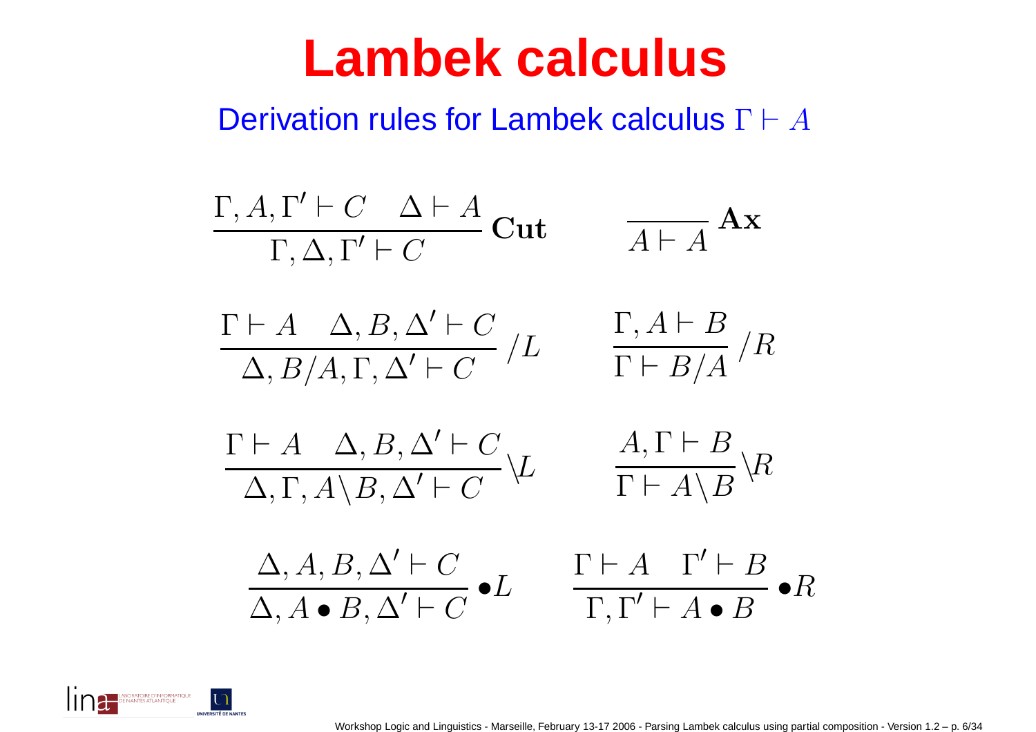# Lambek calculus

Derivation rules for Lambek calculus $\Gamma \vdash A$

$$\frac{\Gamma, A, \Gamma' \vdash C \quad \Delta \vdash A}{\Gamma, \Delta, \Gamma' \vdash C}\,\mathbf{Cut} \qquad \frac{}{A \vdash A}\,\mathbf{Ax}$$

$$\frac{\Gamma \vdash A \quad \Delta, B, \Delta' \vdash C}{\Delta, B/A, \Gamma, \Delta' \vdash C}\,/L \qquad \frac{\Gamma, A \vdash B}{\Gamma \vdash B/A}\,/R$$

$$\frac{\Gamma \vdash A \quad \Delta, B, \Delta' \vdash C}{\Delta, \Gamma, A\backslash B, \Delta' \vdash C}\,\backslash L \qquad \frac{A, \Gamma \vdash B}{\Gamma \vdash A\backslash B}\,\backslash R$$

$$\frac{\Delta, A, B, \Delta' \vdash C}{\Delta, A \bullet B, \Delta' \vdash C}\,\bullet L \qquad \frac{\Gamma \vdash A \quad \Gamma' \vdash B}{\Gamma, \Gamma' \vdash A \bullet B}\,\bullet R$$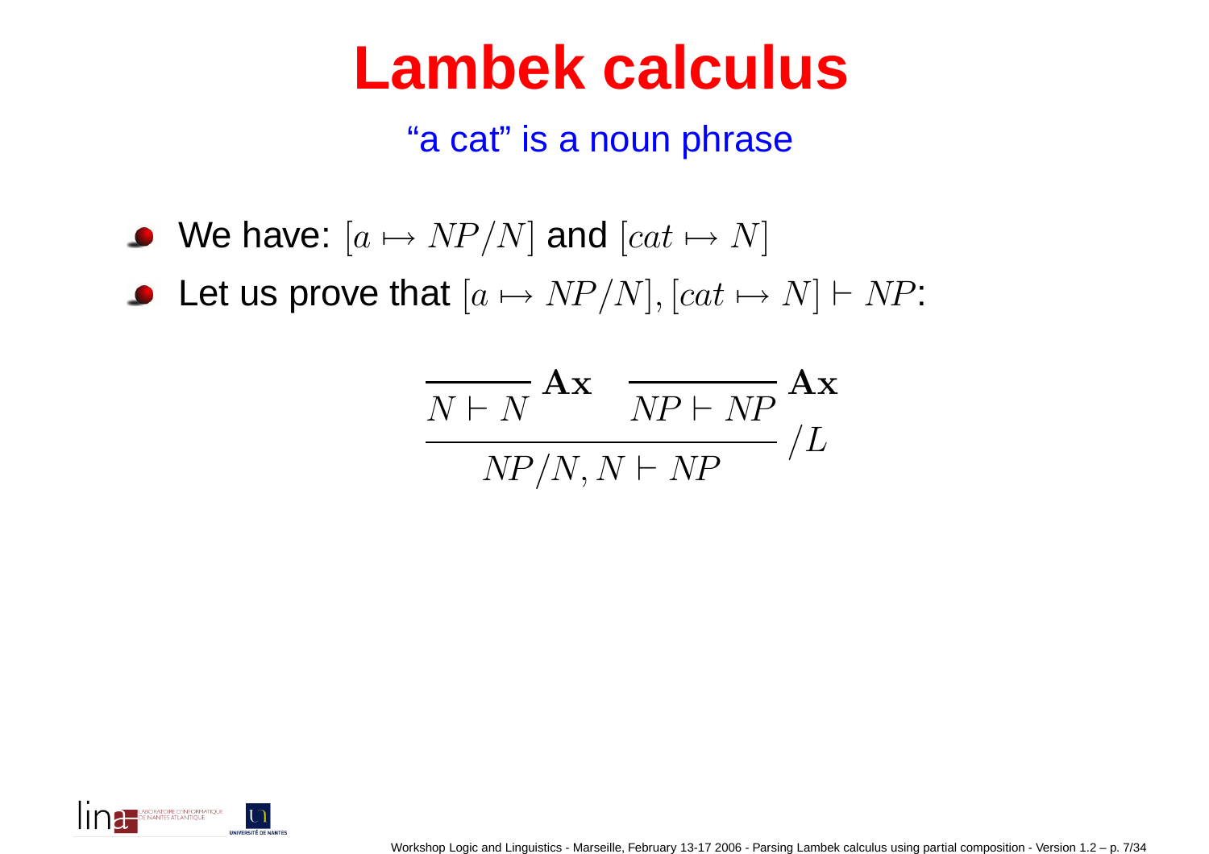# Lambek calculus

"a cat" is a noun phrase

- We have: $[a \mapsto NP/N]$ and $[cat \mapsto N]$
- Let us prove that $[a \mapsto NP/N], [cat \mapsto N] \vdash NP$:

$$\dfrac{\dfrac{}{N \vdash N}\,\mathbf{Ax} \qquad \dfrac{}{NP \vdash NP}\,\mathbf{Ax}}{NP/N, N \vdash NP}\,/L$$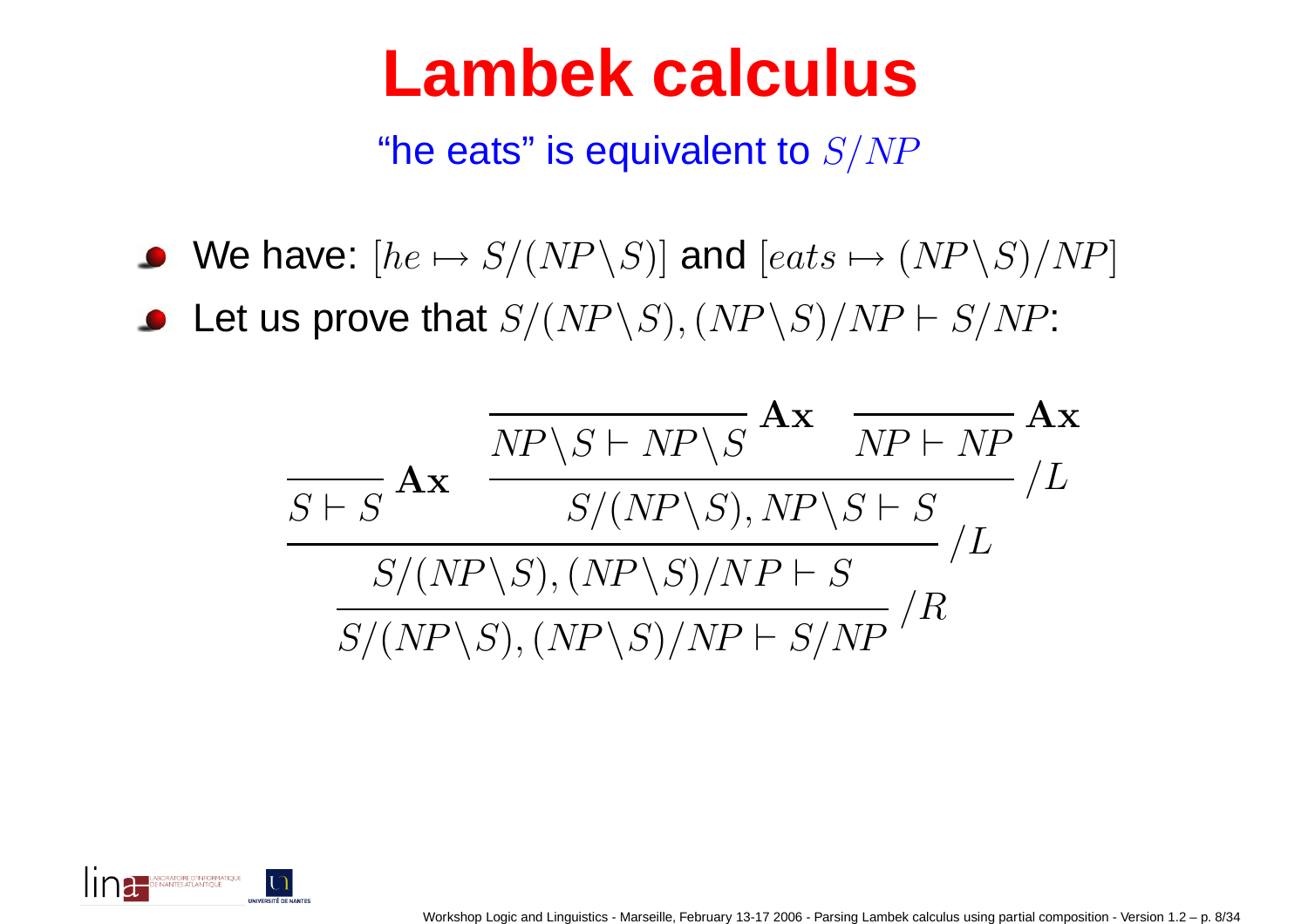# Lambek calculus

"he eats" is equivalent to $S/NP$

- We have: $[he \mapsto S/(NP\backslash S)]$ and $[eats \mapsto (NP\backslash S)/NP]$
- Let us prove that $S/(NP\backslash S), (NP\backslash S)/NP \vdash S/NP$:

$$\cfrac{\cfrac{\cfrac{}{S \vdash S}\,\mathbf{Ax} \quad \cfrac{\cfrac{}{NP\backslash S \vdash NP\backslash S}\,\mathbf{Ax} \quad \cfrac{}{NP \vdash NP}\,\mathbf{Ax}}{S/(NP\backslash S), NP\backslash S \vdash S}\,/L}{S/(NP\backslash S), (NP\backslash S)/NP \vdash S}\,/L}{S/(NP\backslash S), (NP\backslash S)/NP \vdash S/NP}\,/R$$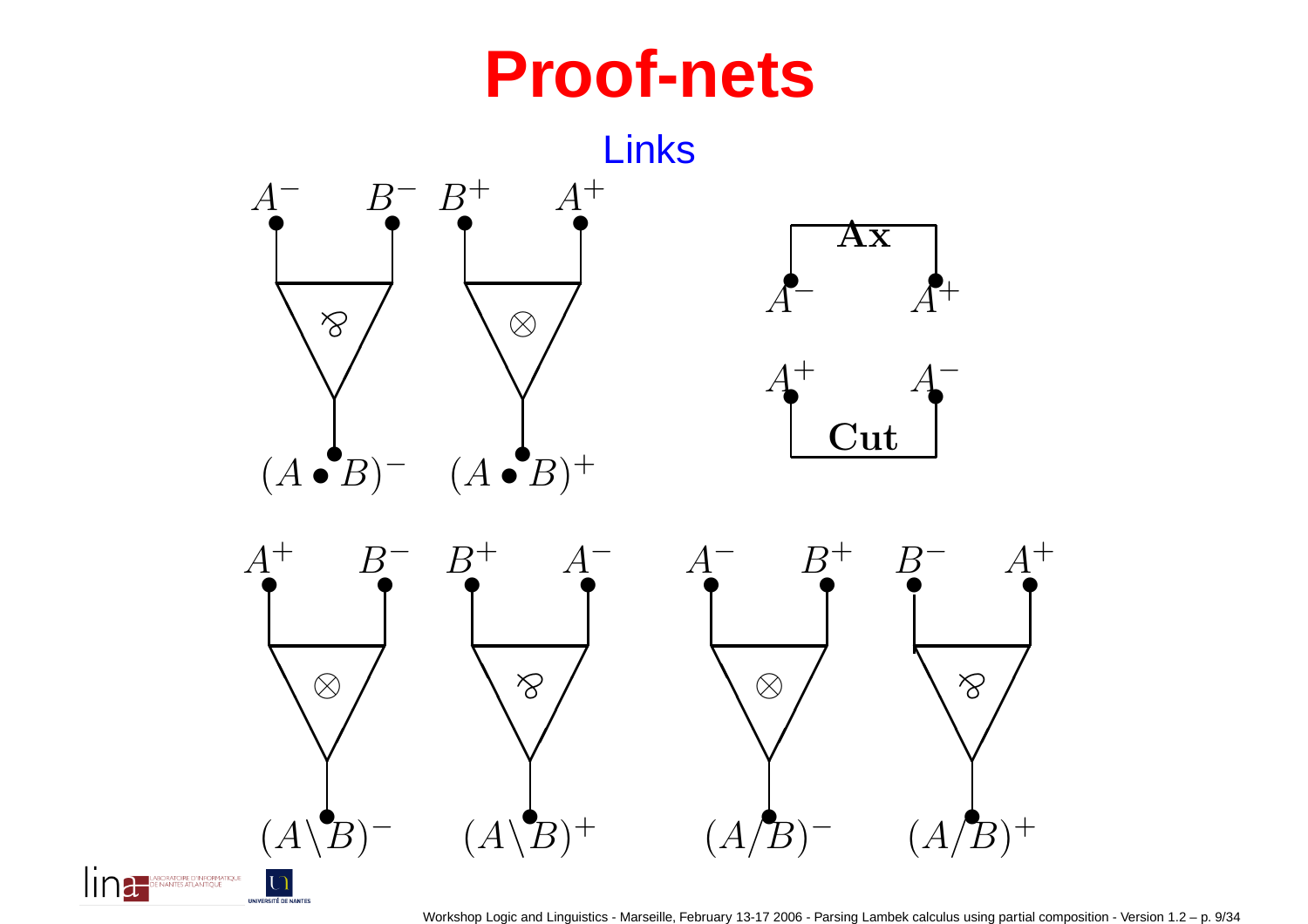# Proof-nets

## Links

$A^-$ $B^-$ $B^+$ $A^+$

⅋ ⊗

$(A \bullet B)^-$ $(A \bullet B)^+$

**Ax**

$A^-$ $A^+$

$A^+$ $A^-$

**Cut**

$A^+$ $B^-$ $B^+$ $A^-$ $A^-$ $B^+$ $B^-$ $A^+$

⊗ ⅋ ⊗ ⅋

$(A \backslash B)^-$ $(A \backslash B)^+$ $(A / B)^-$ $(A / B)^+$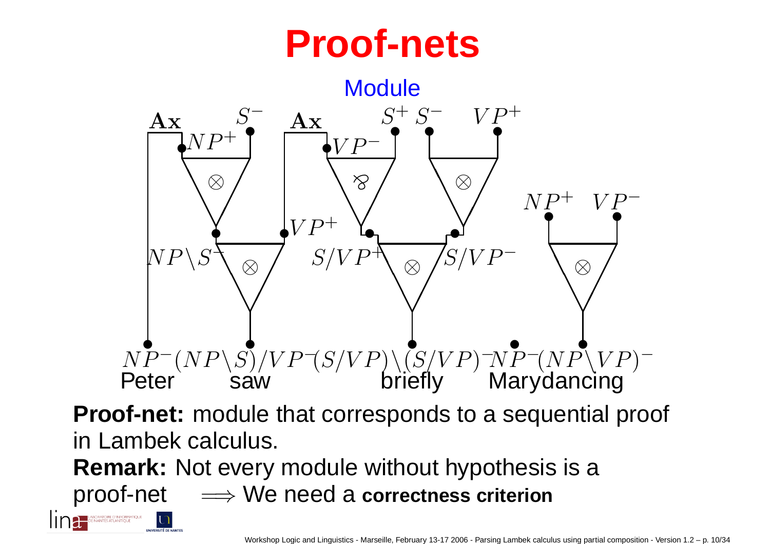# Proof-nets

Module

Ax

$S^-$

$NP^+$

Ax

$VP^-$

$S^+$ $S^-$

$VP^+$

$NP^+$ $VP^-$

$VP^+$

$NP\backslash S^+$

$S/VP^+$

$S/VP^-$

$NP^-$ $(NP\backslash S)/VP^-$ $(S/VP)\backslash(S/VP)^-$ $NP^-$ $(NP\backslash VP)^-$

Peter saw briefly Marydancing

**Proof-net:** module that corresponds to a sequential proof in Lambek calculus.

**Remark:** Not every module without hypothesis is a proof-net $\Longrightarrow$ We need a **correctness criterion**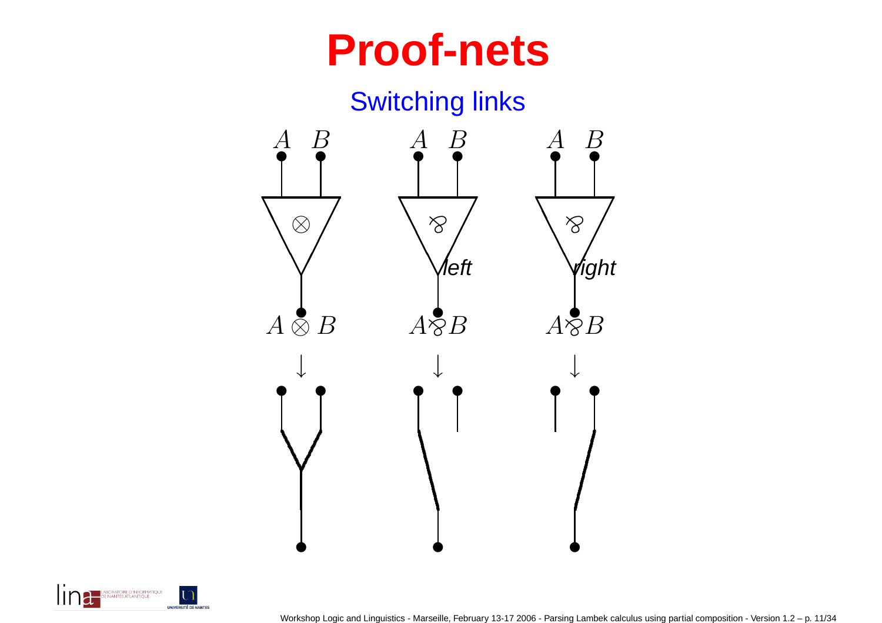# Proof-nets

## Switching links

$A$ $B$ $A$ $B$ $A$ $B$

$\otimes$ $⅋$ *left* $⅋$ *right*

$A \otimes B$ $A ⅋ B$ $A ⅋ B$

$\downarrow$ $\downarrow$ $\downarrow$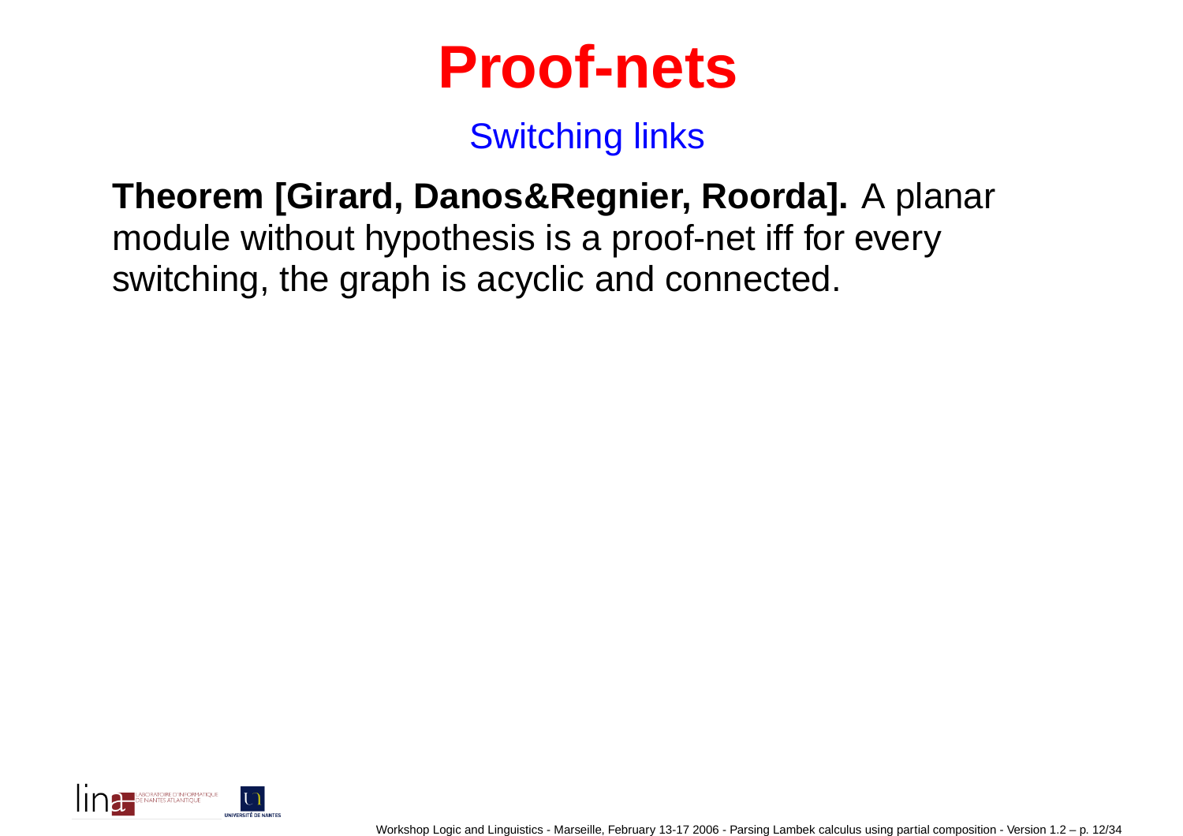# Proof-nets

## Switching links

**Theorem [Girard, Danos&Regnier, Roorda].** A planar module without hypothesis is a proof-net iff for every switching, the graph is acyclic and connected.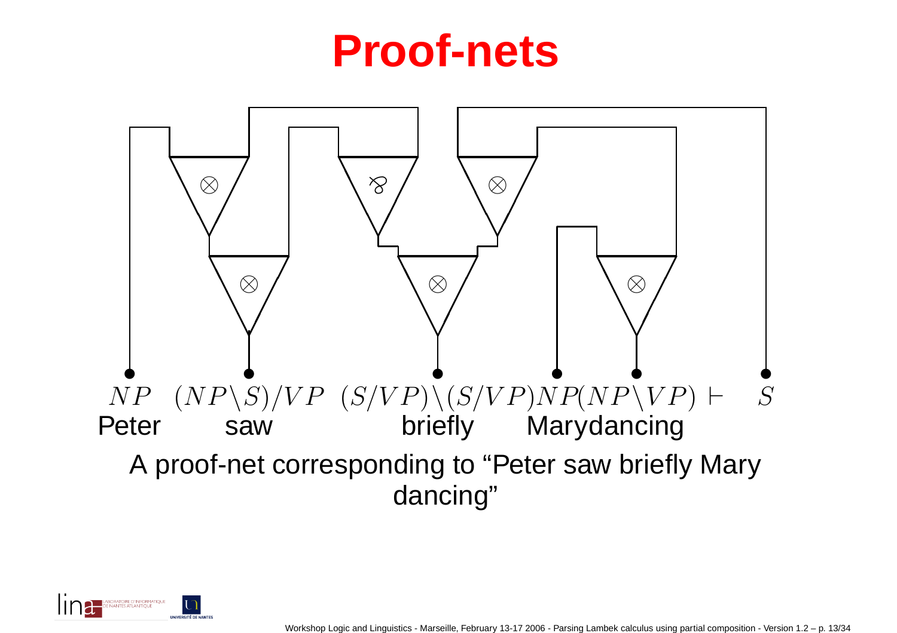# Proof-nets

$NP \quad (NP\backslash S)/VP \quad (S/VP)\backslash(S/VP) NP (NP\backslash VP) \vdash \quad S$

Peter saw briefly Marydancing

A proof-net corresponding to "Peter saw briefly Mary dancing"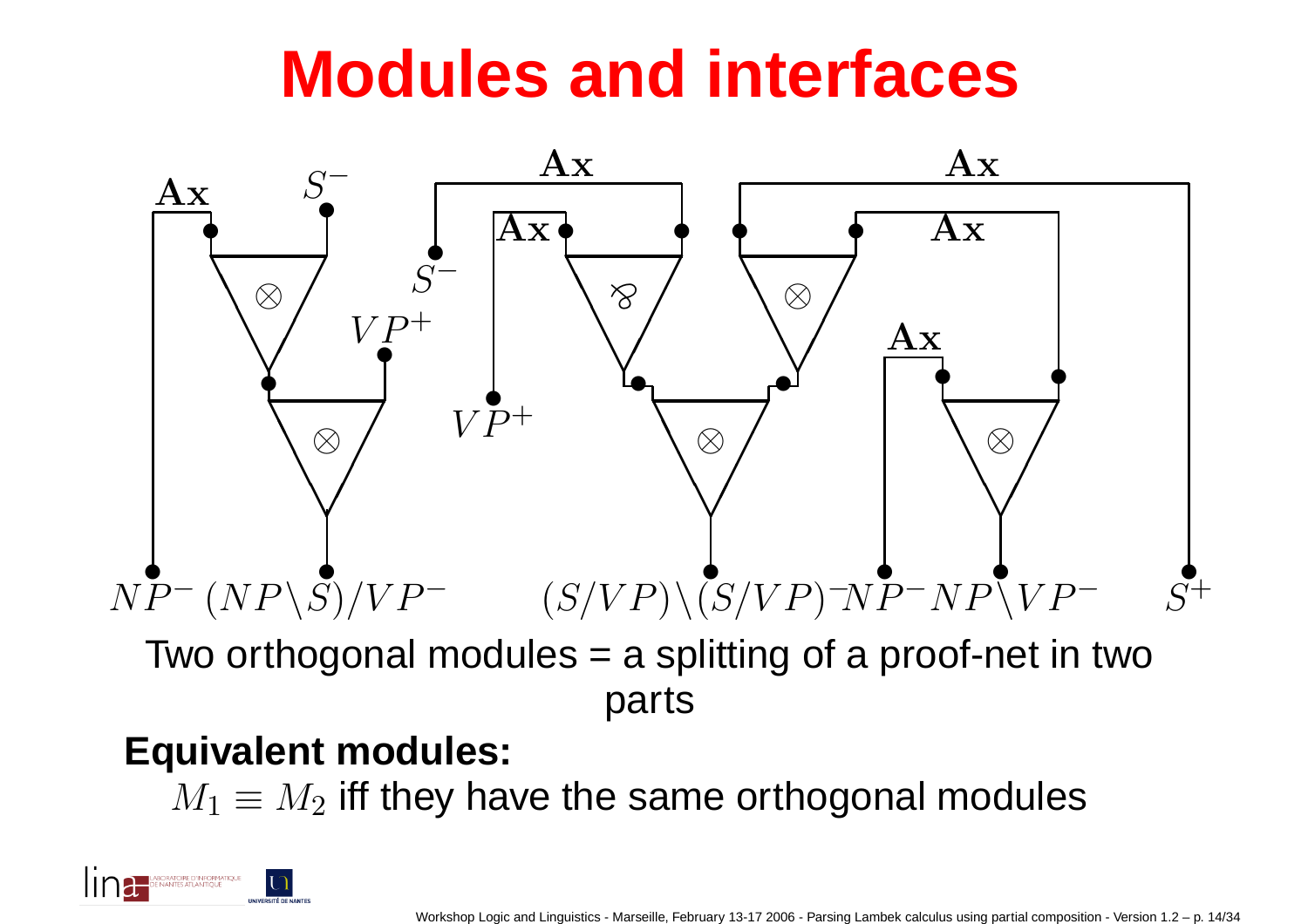# Modules and interfaces

Ax

$S^-$

$S^-$

$VP^+$

$VP^+$

Ax

Ax

Ax

Ax

Ax

$NP^-$ $(NP\backslash S)/VP^-$ $(S/VP)\backslash(S/VP)^-$ $NP^-$ $NP\backslash VP^-$ $S^+$

Two orthogonal modules = a splitting of a proof-net in two parts

**Equivalent modules:**

$M_1 \equiv M_2$ iff they have the same orthogonal modules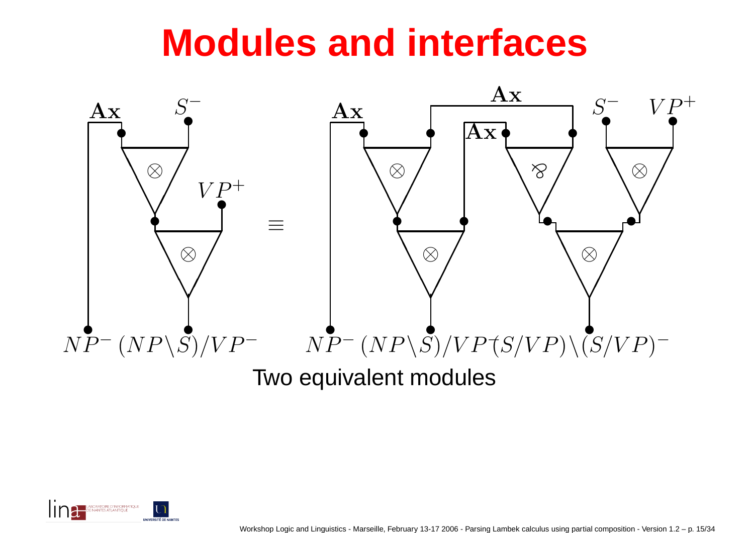# Modules and interfaces

Ax

$S^-$

$VP^+$

$\equiv$

Ax

Ax

Ax

$S^-$

$VP^+$

$NP^-$ $(NP\backslash S)/VP^-$

$NP^-$ $(NP\backslash S)/VP^-$ $(S/VP)\backslash(S/VP)^-$

Two equivalent modules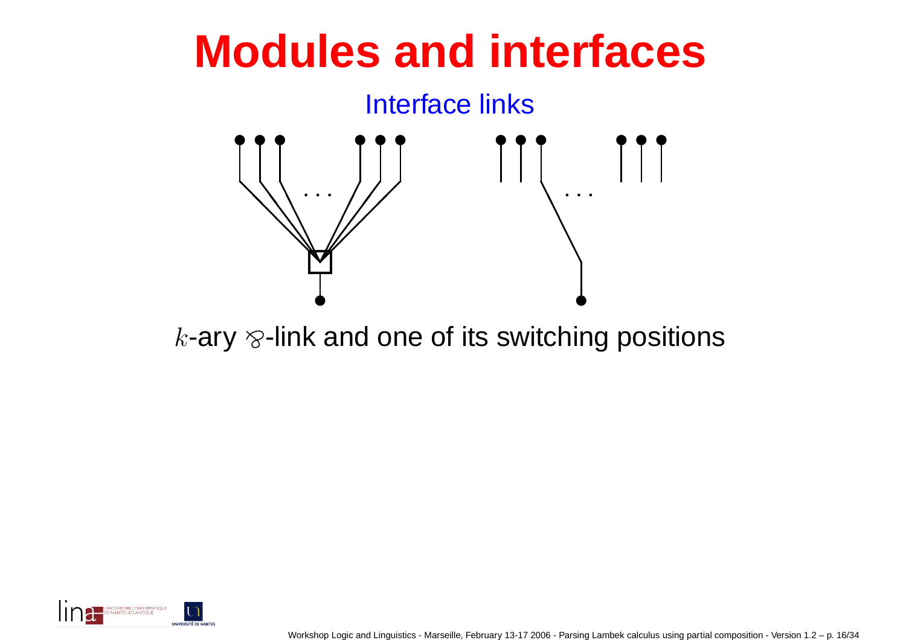# Modules and interfaces

## Interface links

. . .

. . .

$k$-ary $\wp$-link and one of its switching positions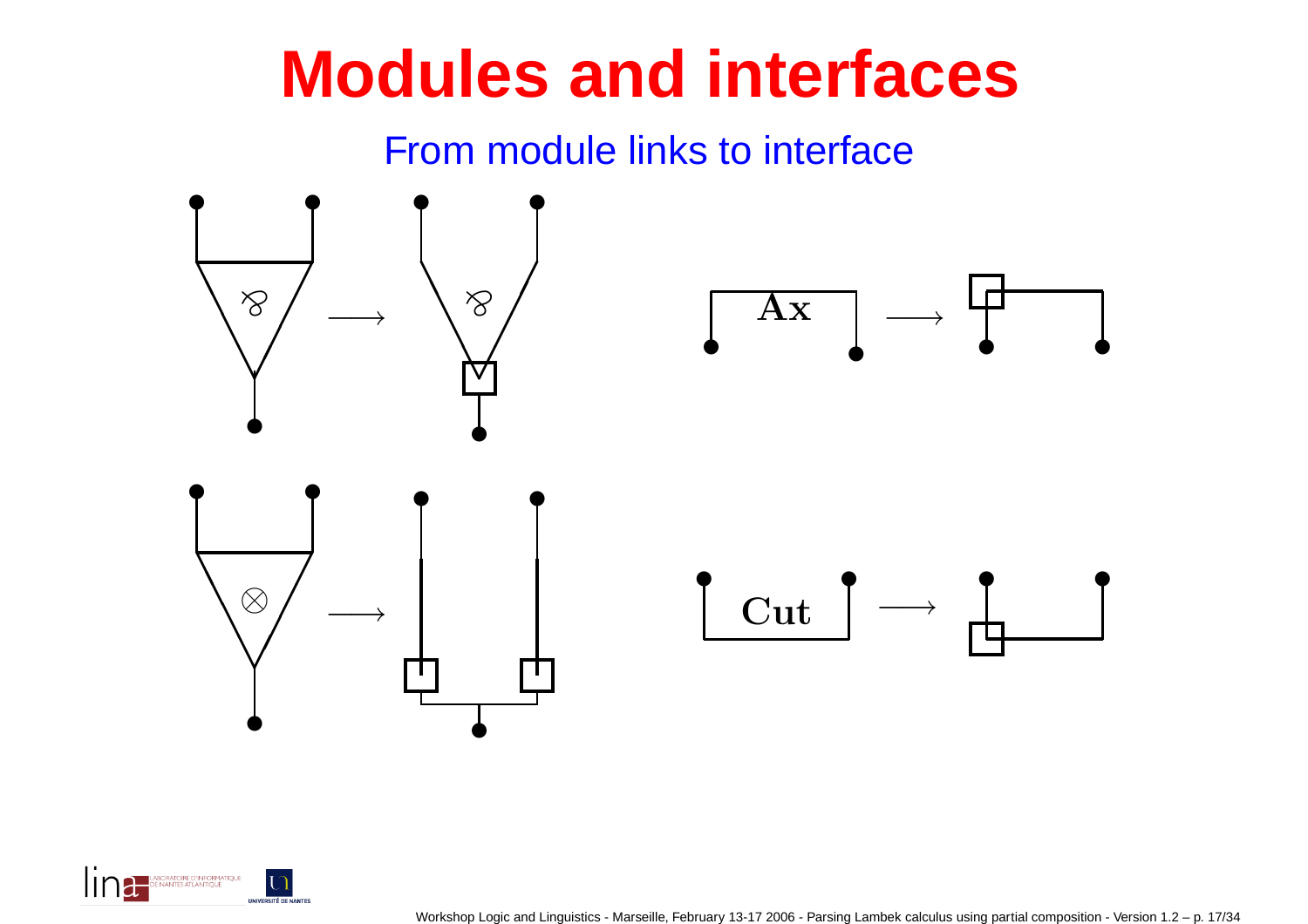# Modules and interfaces

From module links to interface

$\parr$ $\longrightarrow$ $\parr$

**Ax** $\longrightarrow$

$\otimes$ $\longrightarrow$

**Cut** $\longrightarrow$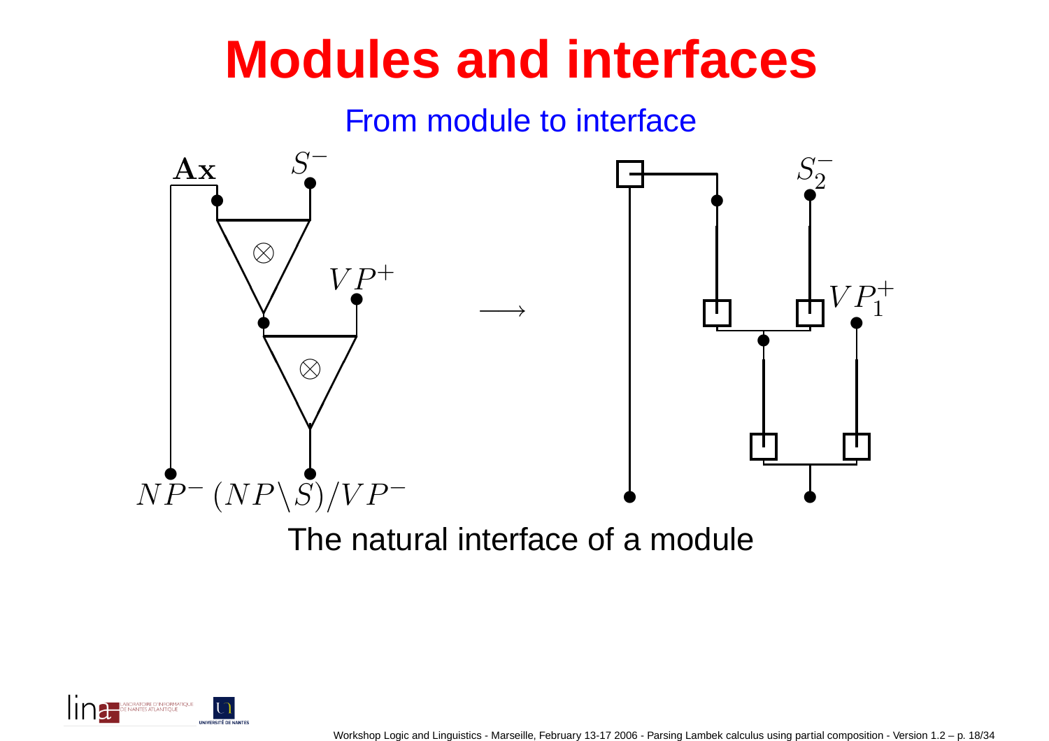# Modules and interfaces

## From module to interface

$\mathbf{Ax}$ $S^-$ $VP^+$ $NP^-$ $(NP\backslash S)/VP^-$ $\longrightarrow$ $S_2^-$ $VP_1^+$

The natural interface of a module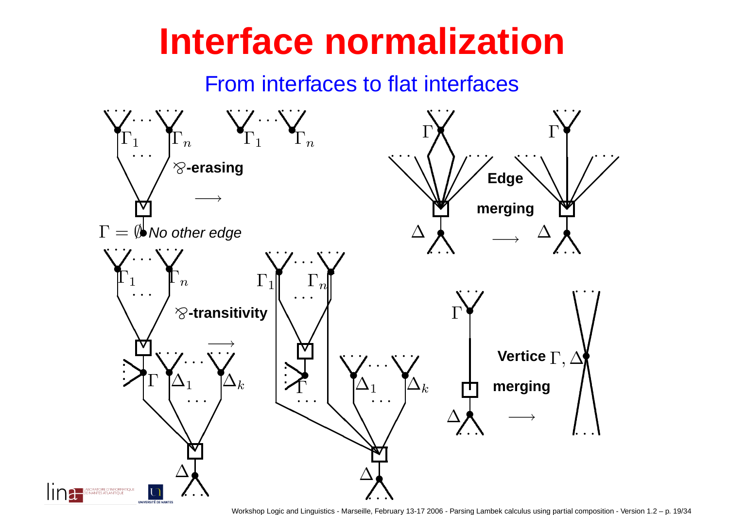# Interface normalization

## From interfaces to flat interfaces

$\Gamma_1$ $\Gamma_n$ $\Gamma_1$ $\Gamma_n$

$\parr$**-erasing**

$\longrightarrow$

$\Gamma = \emptyset$ *No other edge*

$\Gamma$ $\Gamma$

**Edge**

**merging**

$\longrightarrow$

$\Delta$ $\Delta$

$\Gamma_1$ $\Gamma_n$ $\Gamma_1$ $\Gamma_n$

$\parr$**-transitivity**

$\longrightarrow$

$\Gamma$ $\Delta_1$ $\Delta_k$ $\Gamma$ $\Delta_1$ $\Delta_k$

$\Delta$ $\Delta$

$\Gamma$

**Vertice** $\Gamma, \Delta$

**merging**

$\longrightarrow$

$\Delta$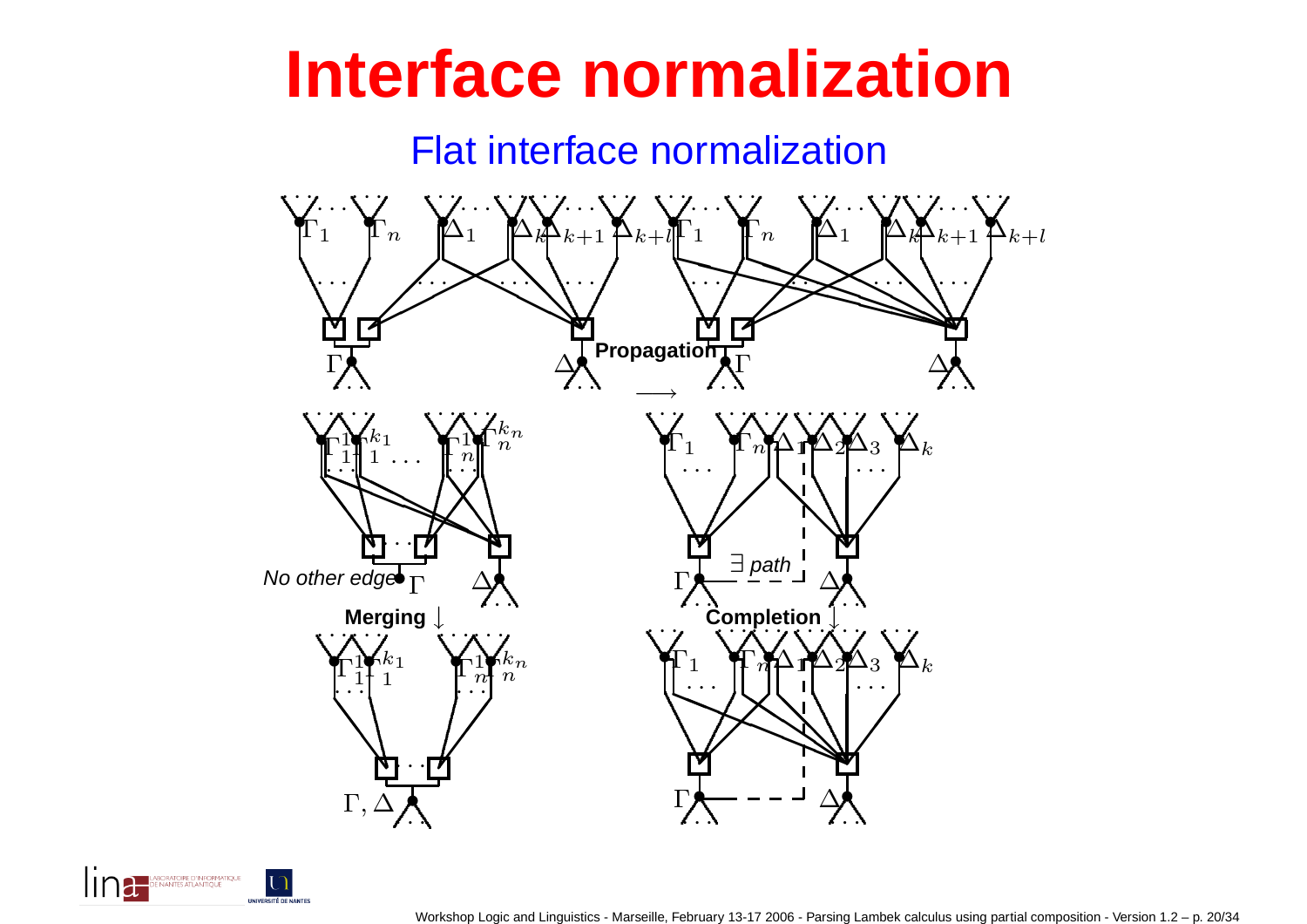# Interface normalization

## Flat interface normalization

$\Gamma_1$ $\Gamma_n$ $\Delta_1$ $\Delta_k$ $\Delta_{k+1}$ $\Delta_{k+l}$ $\Gamma_1$ $\Gamma_n$ $\Delta_1$ $\Delta_k$ $\Delta_{k+1}$ $\Delta_{k+l}$

$\Gamma$ $\Delta$ **Propagation** $\Gamma$ $\Delta$

$\longrightarrow$

$\Gamma_1^1$ $\Gamma_1^{k_1}$ $\Gamma_n^1$ $\Gamma_n^{k_n}$ $\Gamma_1$ $\Gamma_n$ $\Delta_1$ $\Delta_2$ $\Delta_3$ $\Delta_k$

*No other edge* $\Gamma$ $\Delta$ $\exists$ *path* $\Gamma$ $\Delta$

**Merging** $\downarrow$ **Completion** $\downarrow$

$\Gamma_1^1$ $\Gamma_1^{k_1}$ $\Gamma_n^1$ $\Gamma_n^{k_n}$ $\Gamma_1$ $\Gamma_n$ $\Delta_1$ $\Delta_2$ $\Delta_3$ $\Delta_k$

$\Gamma, \Delta$ $\Gamma$ $\Delta$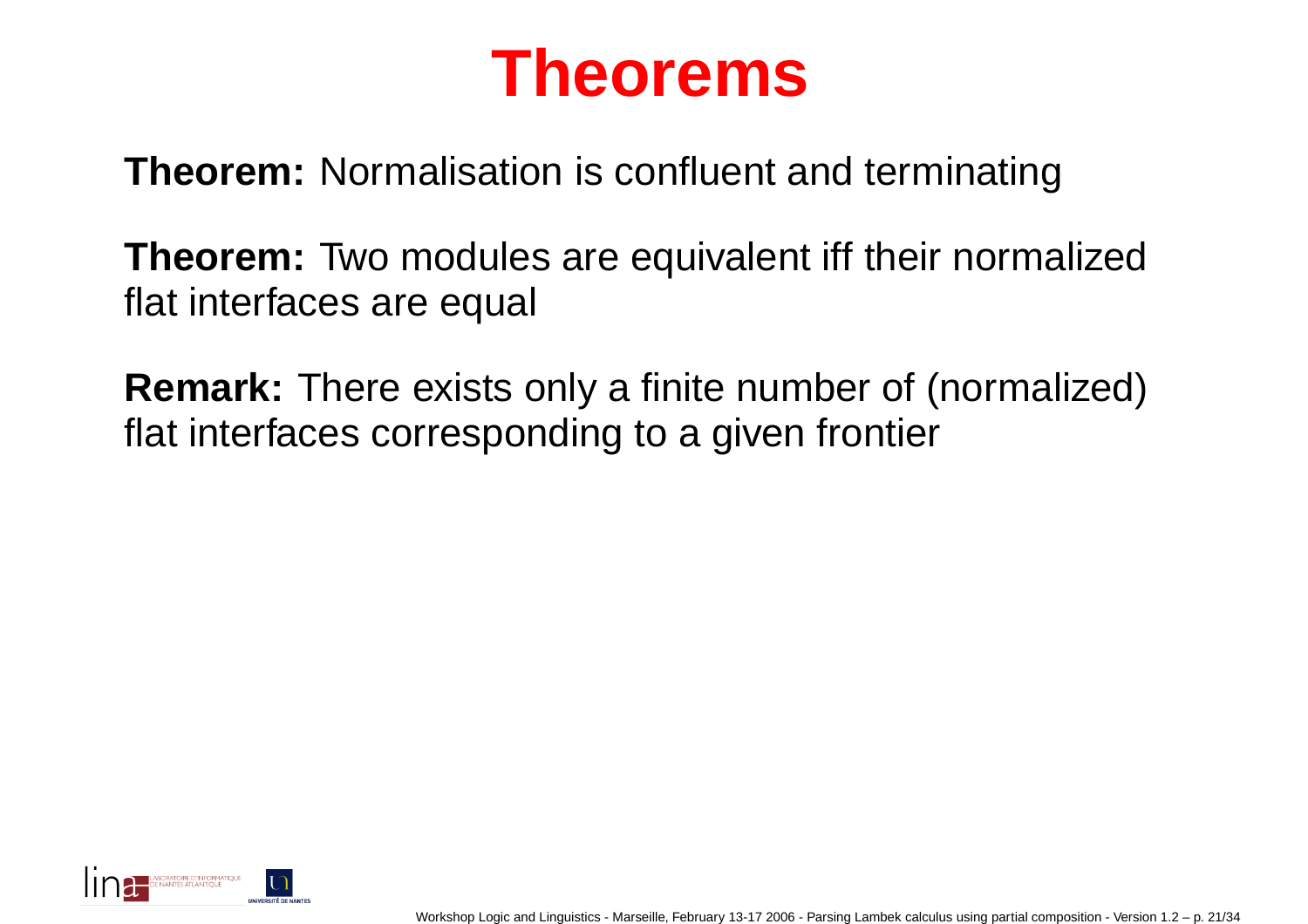# Theorems

**Theorem:** Normalisation is confluent and terminating

**Theorem:** Two modules are equivalent iff their normalized flat interfaces are equal

**Remark:** There exists only a finite number of (normalized) flat interfaces corresponding to a given frontier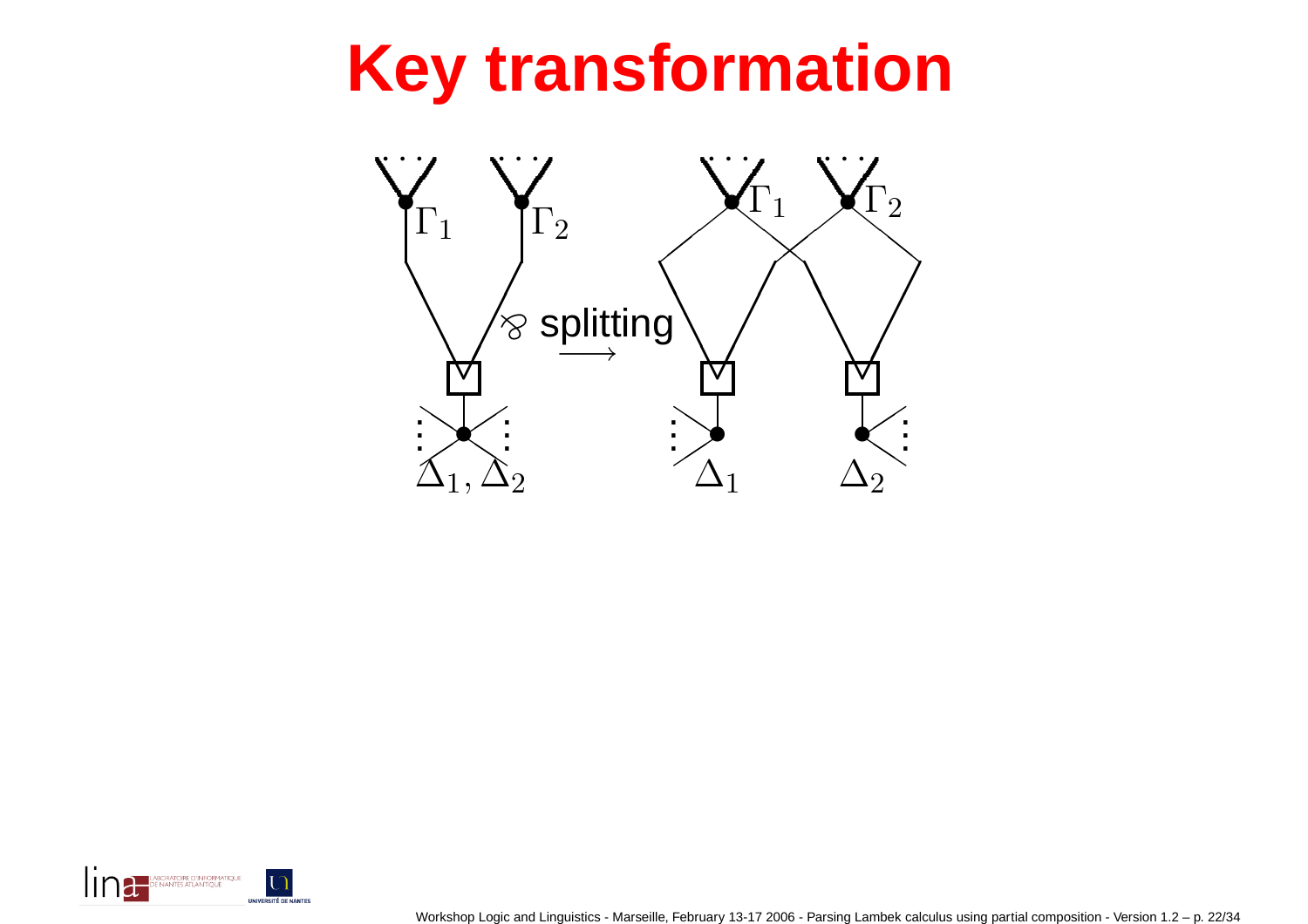# Key transformation

$\Gamma_1$ $\Gamma_2$

$\otimes$ splitting $\longrightarrow$

$\Delta_1, \Delta_2$

$\Gamma_1$ $\Gamma_2$

$\Delta_1$ $\Delta_2$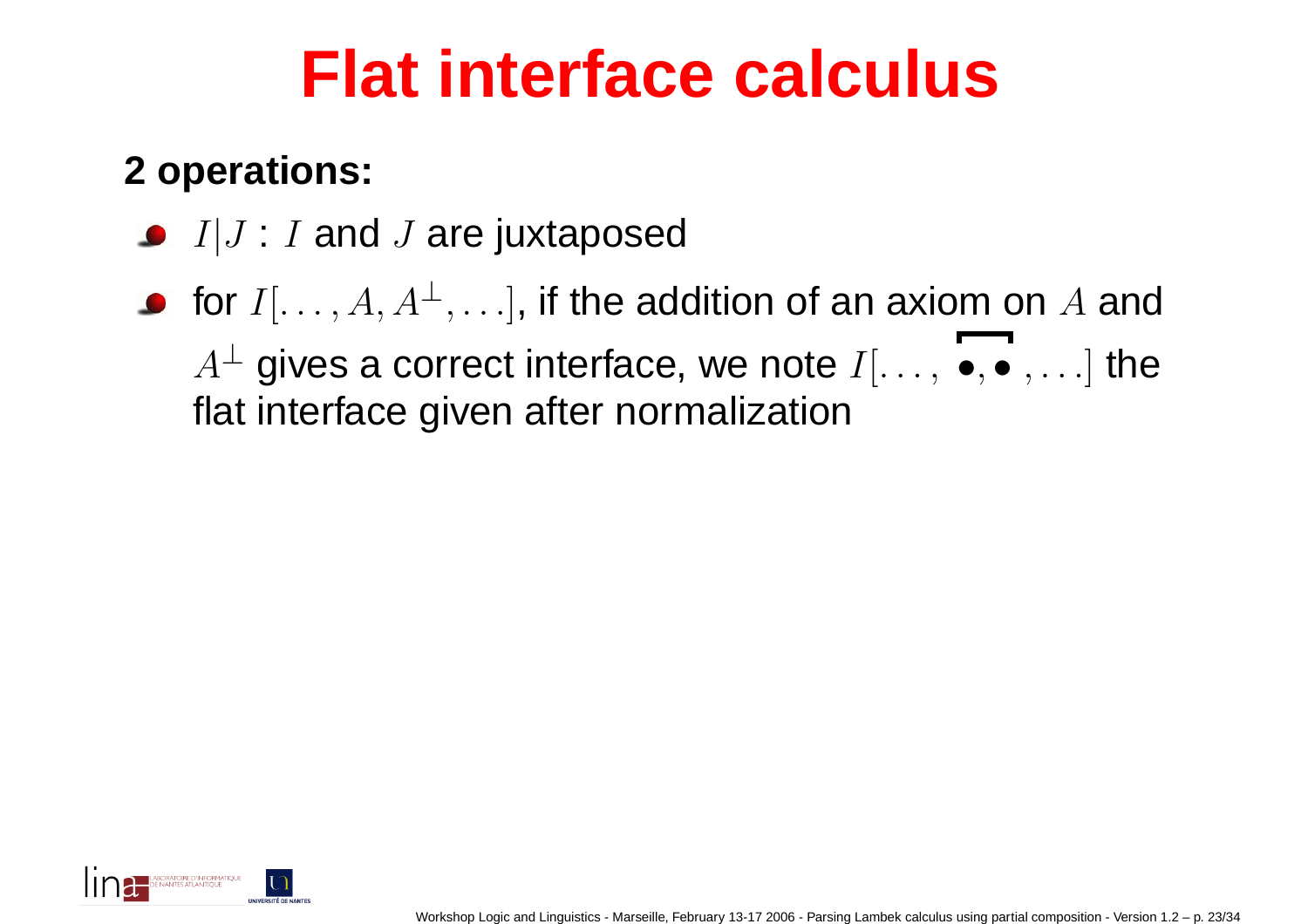# Flat interface calculus

**2 operations:**

- $I|J$ : $I$ and $J$ are juxtaposed
- for $I[\ldots, A, A^{\perp}, \ldots]$, if the addition of an axiom on $A$ and $A^{\perp}$ gives a correct interface, we note $I[\ldots, \overline{\bullet, \bullet}, \ldots]$ the flat interface given after normalization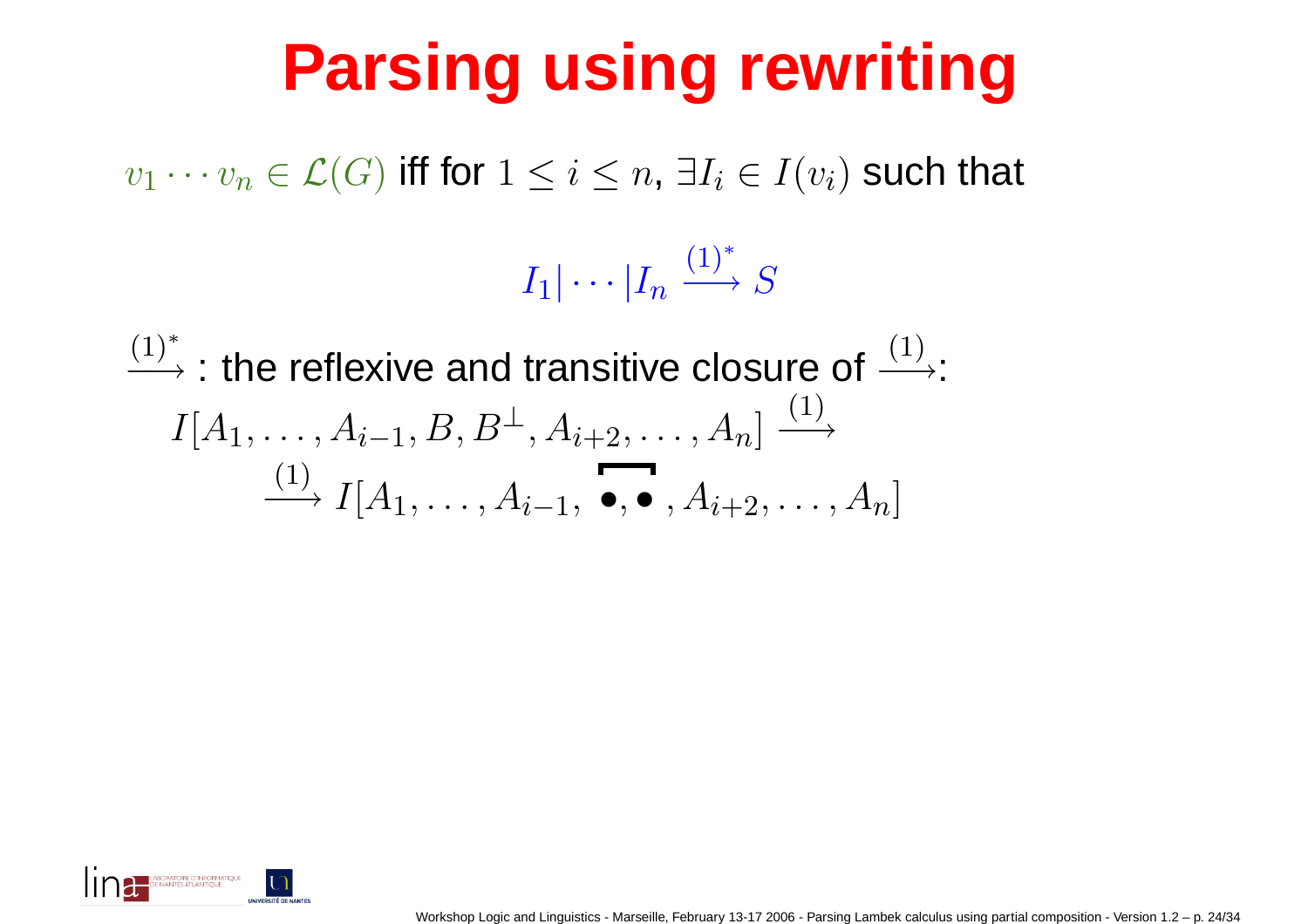# Parsing using rewriting

$v_1 \cdots v_n \in \mathcal{L}(G)$ iff for $1 \leq i \leq n$, $\exists I_i \in I(v_i)$ such that

$$I_1 | \cdots | I_n \xrightarrow{(1)^*} S$$

$\xrightarrow{(1)^*}$ : the reflexive and transitive closure of $\xrightarrow{(1)}$:

$$I[A_1, \ldots, A_{i-1}, B, B^{\perp}, A_{i+2}, \ldots, A_n] \xrightarrow{(1)}$$

$$\xrightarrow{(1)} I[A_1, \ldots, A_{i-1}, \overline{\bullet, \bullet}, A_{i+2}, \ldots, A_n]$$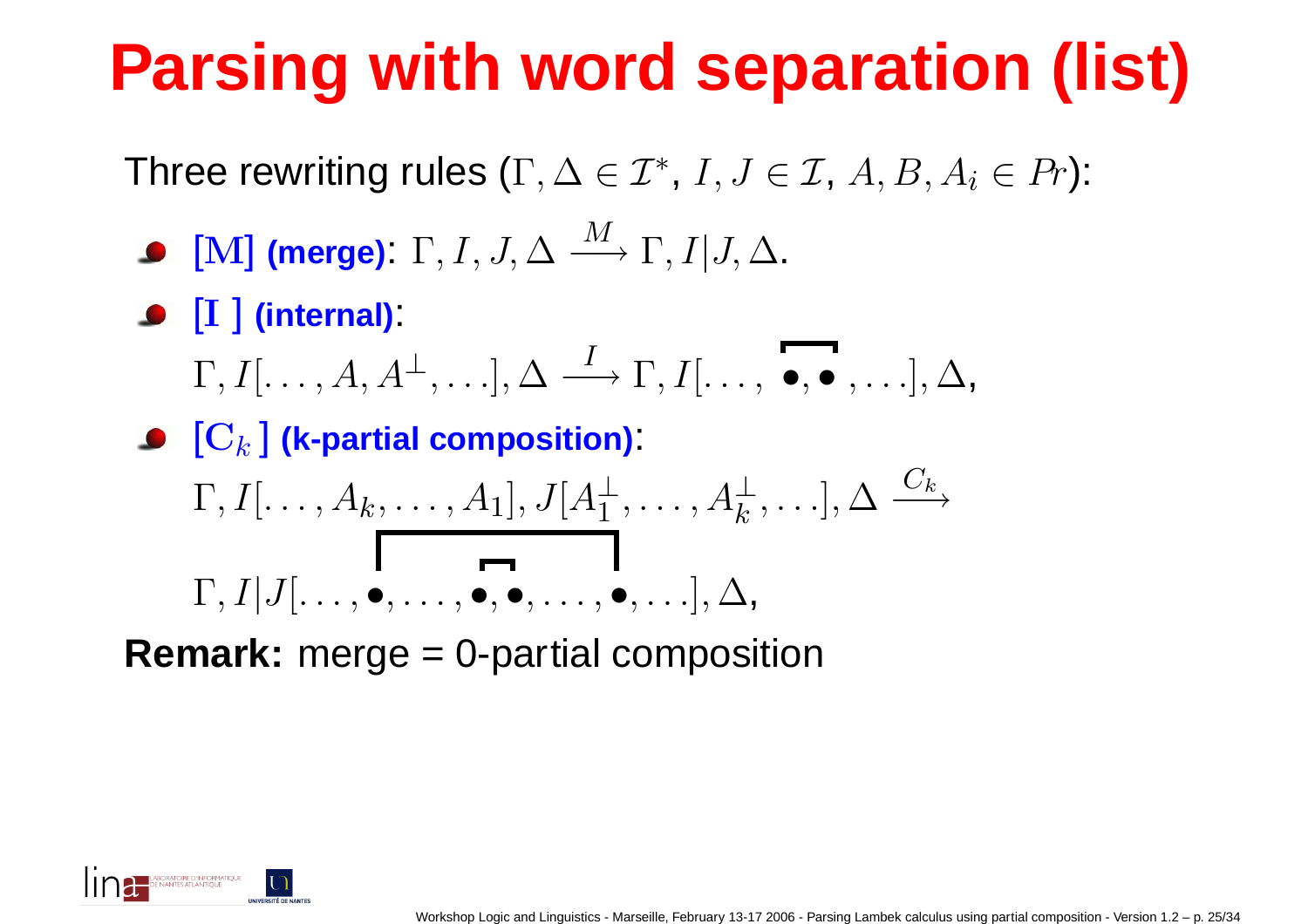# Parsing with word separation (list)

Three rewriting rules ($\Gamma, \Delta \in \mathcal{I}^*$, $I, J \in \mathcal{I}$, $A, B, A_i \in Pr$):

- $[\mathrm{M}]$ **(merge)**: $\Gamma, I, J, \Delta \xrightarrow{M} \Gamma, I|J, \Delta$.
- $[\mathrm{I}\ ]$ **(internal)**:
  $\Gamma, I[\ldots, A, A^{\perp}, \ldots], \Delta \xrightarrow{I} \Gamma, I[\ldots, \overline{\bullet, \bullet}, \ldots], \Delta$,
- $[\mathrm{C}_k\ ]$ **(k-partial composition)**:
  $\Gamma, I[\ldots, A_k, \ldots, A_1], J[A_1^{\perp}, \ldots, A_k^{\perp}, \ldots], \Delta \xrightarrow{C_k}$
  $\Gamma, I|J[\ldots, \bullet, \ldots, \bullet, \bullet, \ldots, \bullet, \ldots], \Delta$,

**Remark:** merge = 0-partial composition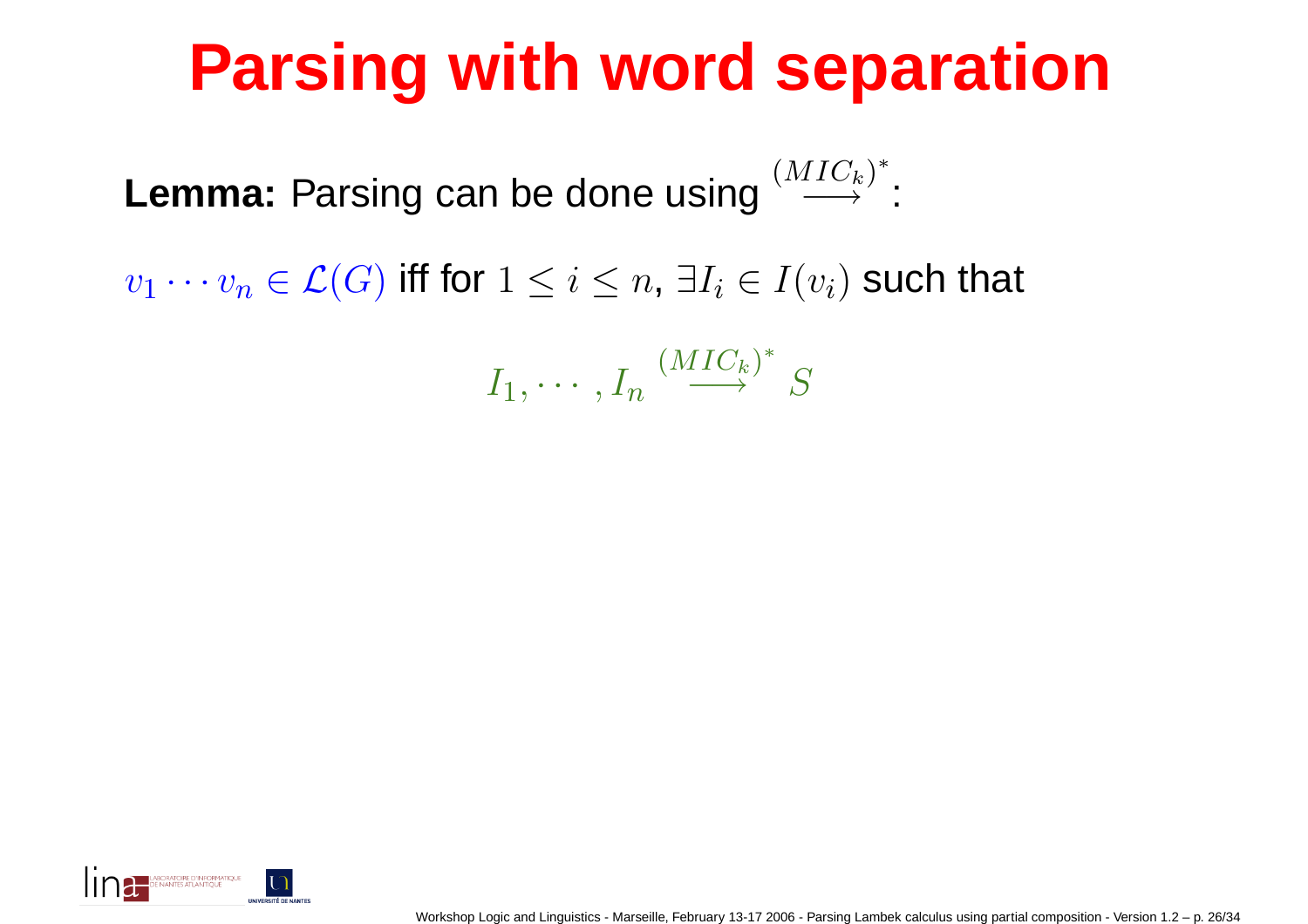# Parsing with word separation

**Lemma:** Parsing can be done using $\overset{(MIC_k)^*}{\longrightarrow}$:

$v_1 \cdots v_n \in \mathcal{L}(G)$ iff for $1 \leq i \leq n$, $\exists I_i \in I(v_i)$ such that

$$I_1, \cdots, I_n \overset{(MIC_k)^*}{\longrightarrow} S$$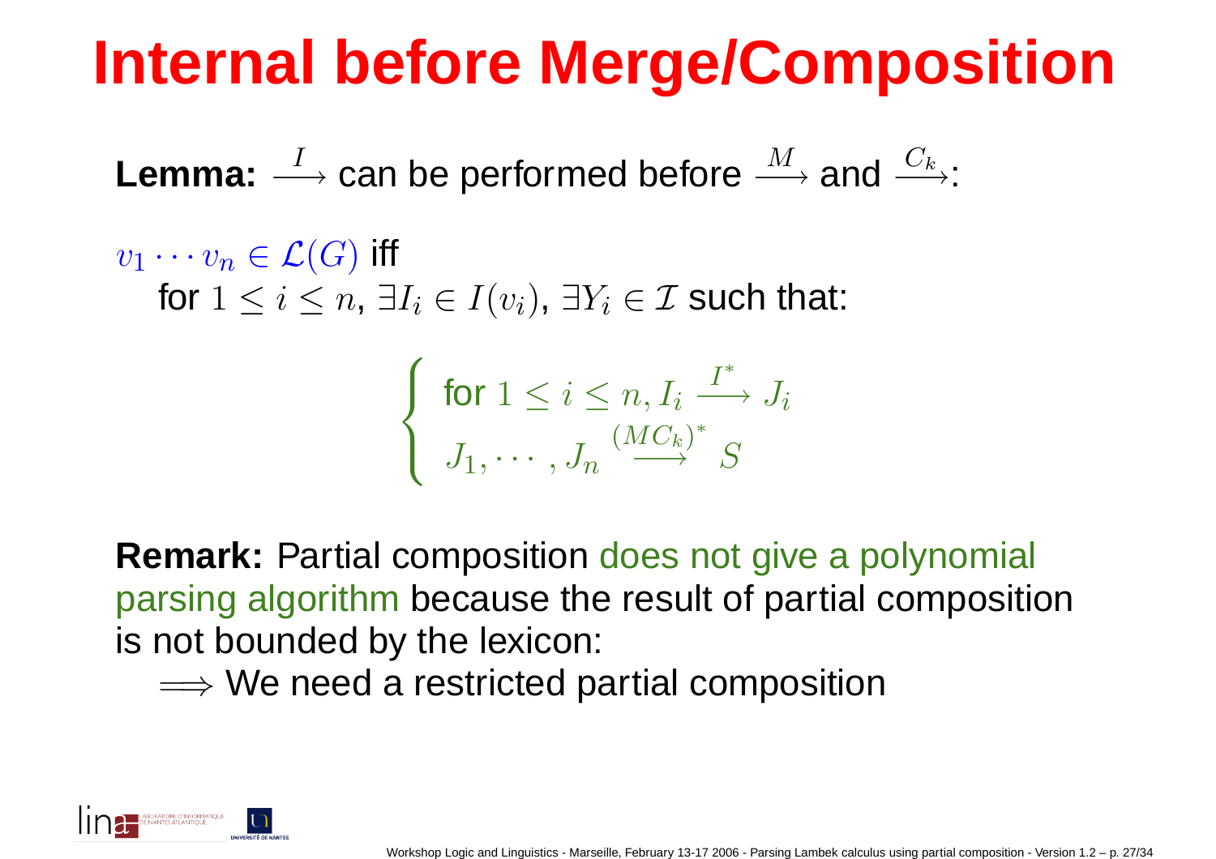# Internal before Merge/Composition

**Lemma:** $\xrightarrow{I}$ can be performed before $\xrightarrow{M}$ and $\xrightarrow{C_k}$:

$v_1 \cdots v_n \in \mathcal{L}(G)$ iff
for $1 \leq i \leq n$, $\exists I_i \in I(v_i)$, $\exists Y_i \in \mathcal{I}$ such that:

$$\begin{cases} \text{for } 1 \leq i \leq n, I_i \xrightarrow{I^*} J_i \\ J_1, \cdots, J_n \xrightarrow{(MC_k)^*} S \end{cases}$$

**Remark:** Partial composition does not give a polynomial parsing algorithm because the result of partial composition is not bounded by the lexicon:

$\Longrightarrow$ We need a restricted partial composition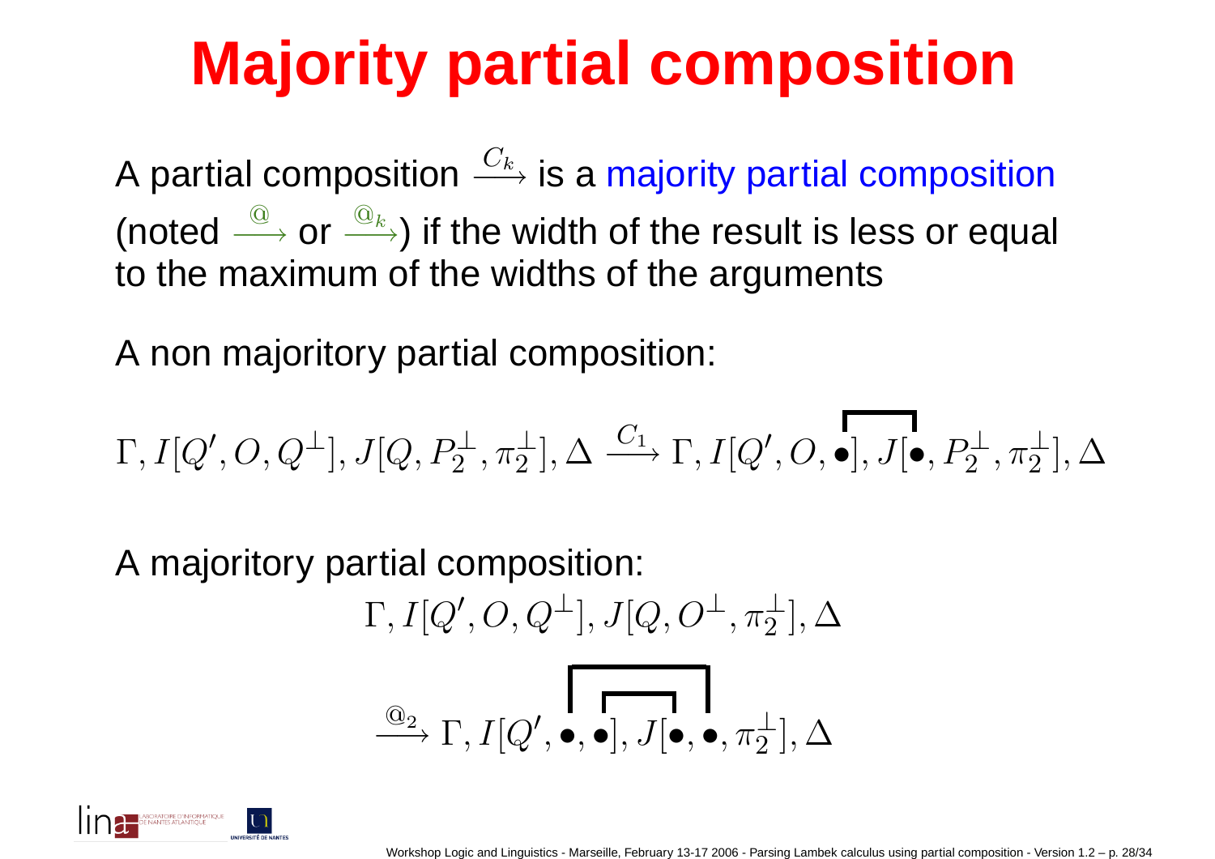# Majority partial composition

A partial composition $\xrightarrow{C_k}$ is a majority partial composition (noted $\xrightarrow{@}$ or $\xrightarrow{@_k}$) if the width of the result is less or equal to the maximum of the widths of the arguments

A non majoritory partial composition:

$$\Gamma, I[Q', O, Q^{\perp}], J[Q, P_2^{\perp}, \pi_2^{\perp}], \Delta \xrightarrow{C_1} \Gamma, I[Q', O, \bullet], J[\bullet, P_2^{\perp}, \pi_2^{\perp}], \Delta$$

A majoritory partial composition:

$$\Gamma, I[Q', O, Q^{\perp}], J[Q, O^{\perp}, \pi_2^{\perp}], \Delta$$

$$\xrightarrow{@_2} \Gamma, I[Q', \bullet, \bullet], J[\bullet, \bullet, \pi_2^{\perp}], \Delta$$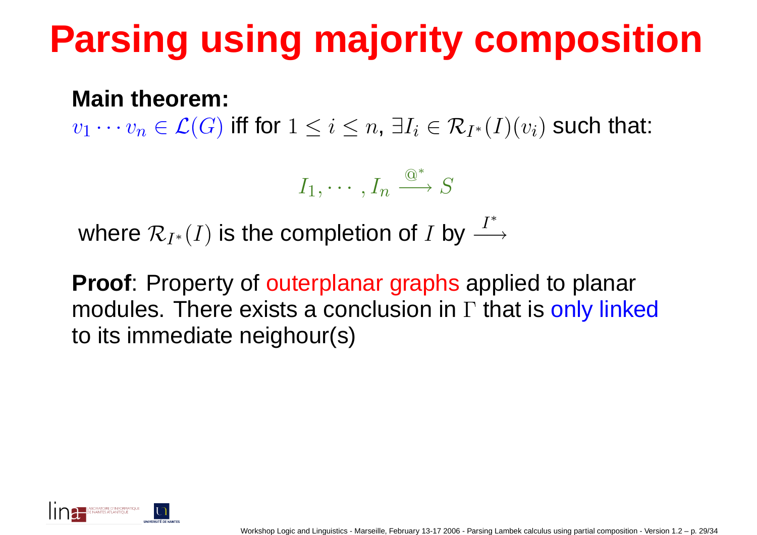# Parsing using majority composition

**Main theorem:**
$v_1 \cdots v_n \in \mathcal{L}(G)$ iff for $1 \leq i \leq n$, $\exists I_i \in \mathcal{R}_{I^*}(I)(v_i)$ such that:

$$I_1, \cdots, I_n \xrightarrow{@^*} S$$

where $\mathcal{R}_{I^*}(I)$ is the completion of $I$ by $\xrightarrow{I^*}$

**Proof**: Property of outerplanar graphs applied to planar modules. There exists a conclusion in $\Gamma$ that is only linked to its immediate neighour(s)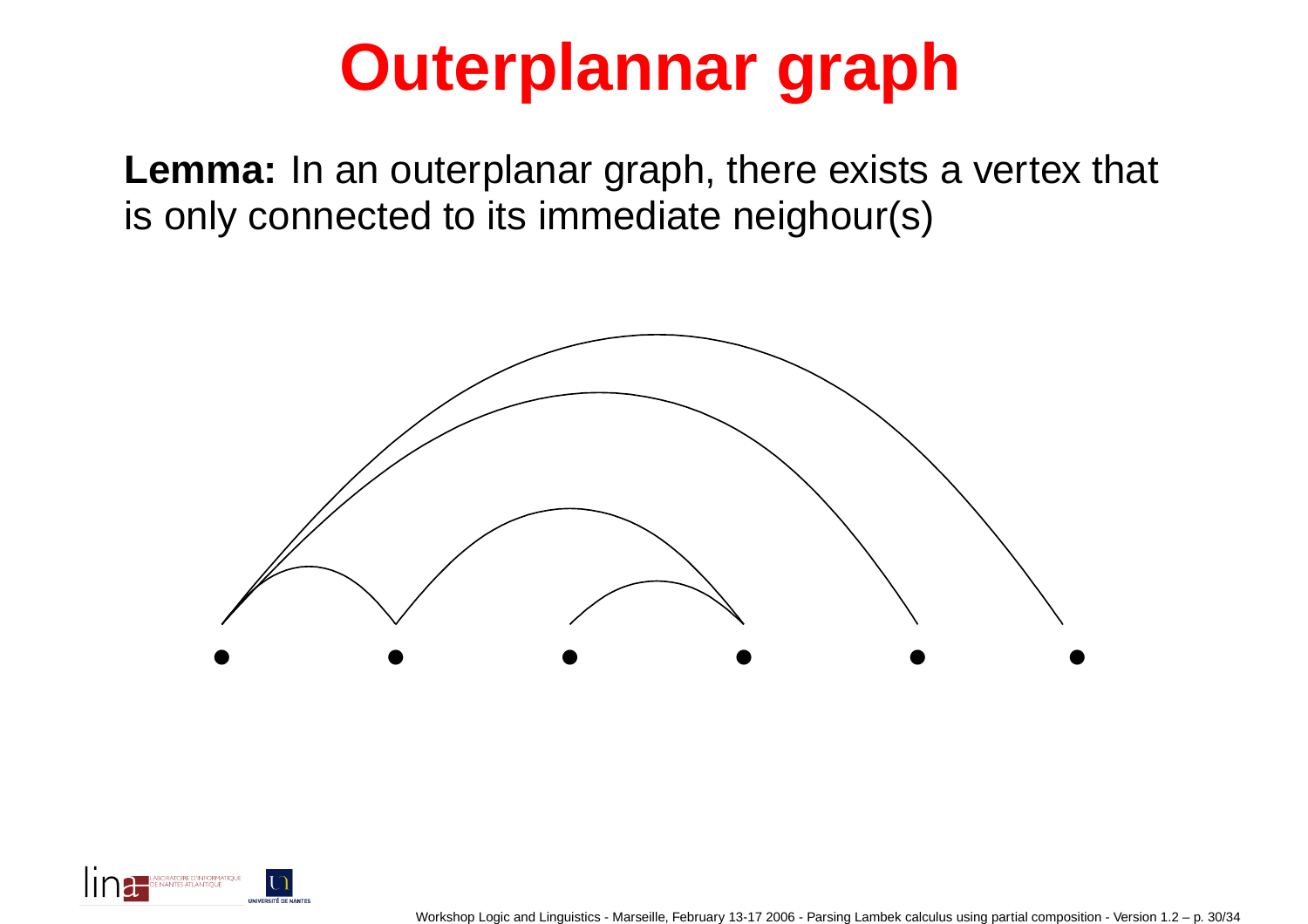# Outerplannar graph

**Lemma:** In an outerplanar graph, there exists a vertex that is only connected to its immediate neighour(s)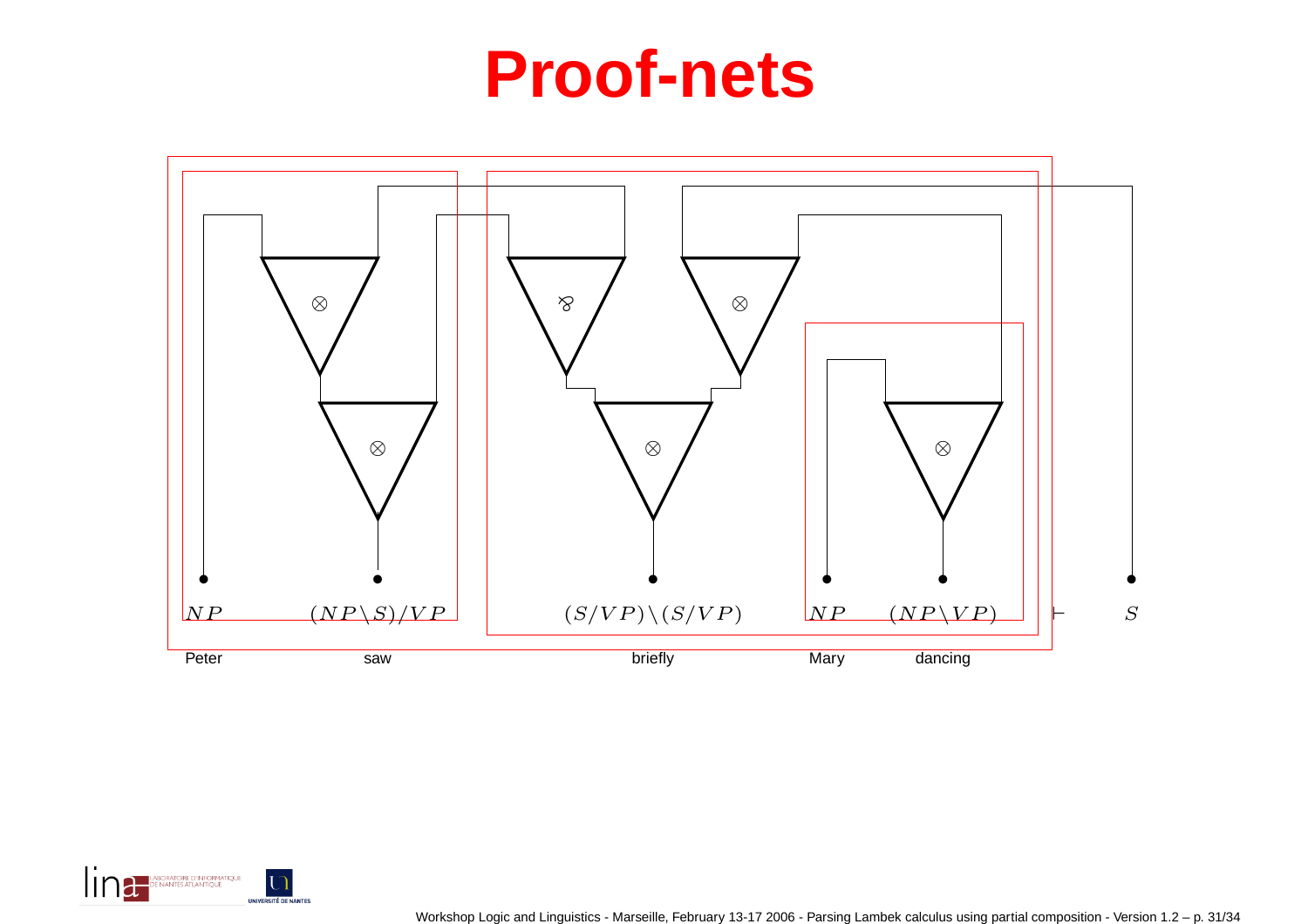# Proof-nets

$NP$ $(NP\backslash S)/VP$ $(S/VP)\backslash(S/VP)$ $NP$ $(NP\backslash VP)$ $\vdash$ $S$

Peter saw briefly Mary dancing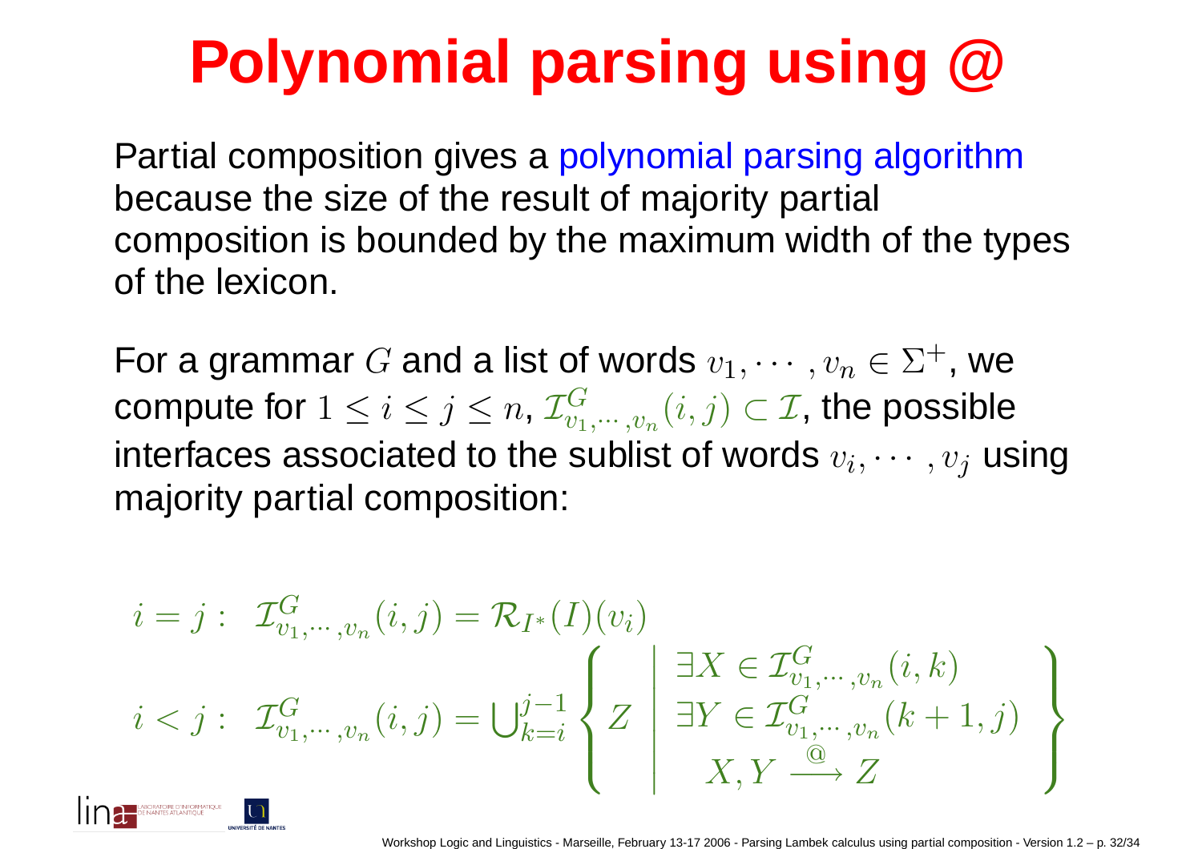# Polynomial parsing using @

Partial composition gives a polynomial parsing algorithm because the size of the result of majority partial composition is bounded by the maximum width of the types of the lexicon.

For a grammar $G$ and a list of words $v_1, \cdots, v_n \in \Sigma^+$, we compute for $1 \leq i \leq j \leq n$, $\mathcal{I}^G_{v_1,\cdots,v_n}(i,j) \subset \mathcal{I}$, the possible interfaces associated to the sublist of words $v_i, \cdots, v_j$ using majority partial composition:

$$
\begin{array}{ll}
i = j: & \mathcal{I}^G_{v_1,\cdots,v_n}(i,j) = \mathcal{R}_{I^*}(I)(v_i) \\
i < j: & \mathcal{I}^G_{v_1,\cdots,v_n}(i,j) = \bigcup_{k=i}^{j-1} \left\{ Z \;\middle|\; \begin{array}{c} \exists X \in \mathcal{I}^G_{v_1,\cdots,v_n}(i,k) \\ \exists Y \in \mathcal{I}^G_{v_1,\cdots,v_n}(k+1,j) \\ X, Y \xrightarrow{@} Z \end{array} \right\}
\end{array}
$$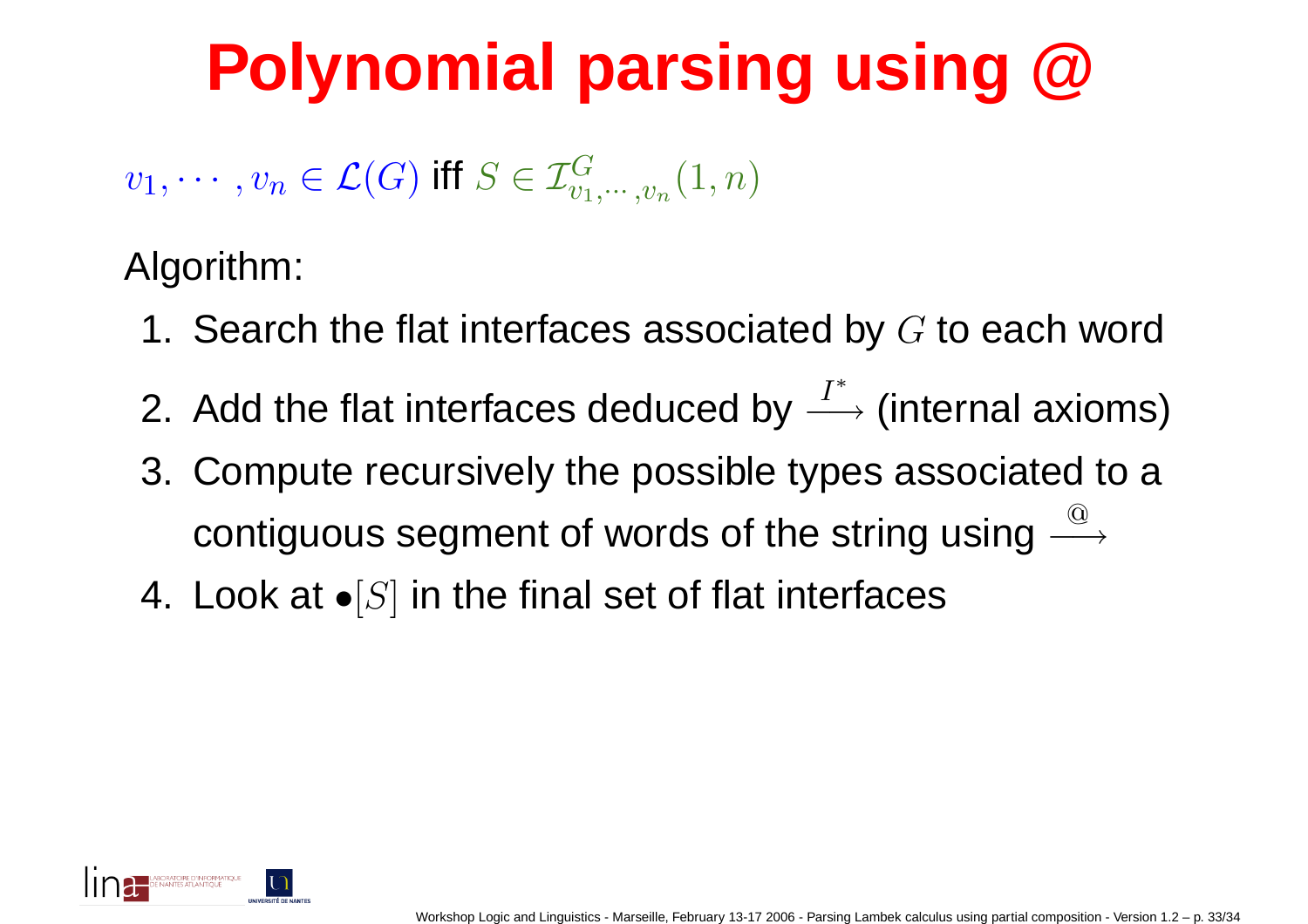# Polynomial parsing using @

$v_1, \cdots, v_n \in \mathcal{L}(G)$ iff $S \in \mathcal{I}^G_{v_1,\cdots,v_n}(1, n)$

Algorithm:

1. Search the flat interfaces associated by $G$ to each word
2. Add the flat interfaces deduced by $\xrightarrow{I^*}$ (internal axioms)
3. Compute recursively the possible types associated to a contiguous segment of words of the string using $\xrightarrow{@}$
4. Look at $\bullet[S]$ in the final set of flat interfaces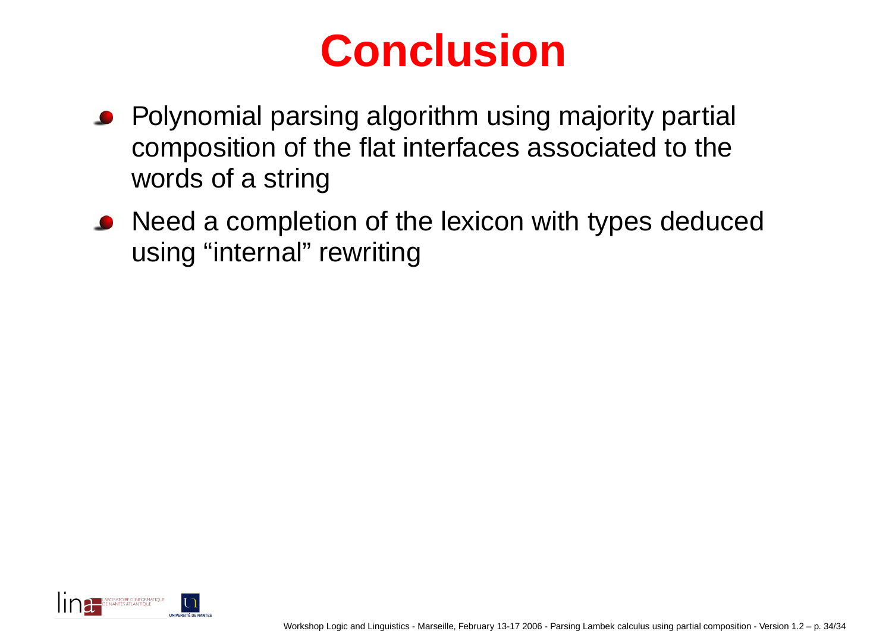# Conclusion

- Polynomial parsing algorithm using majority partial composition of the flat interfaces associated to the words of a string
- Need a completion of the lexicon with types deduced using “internal” rewriting